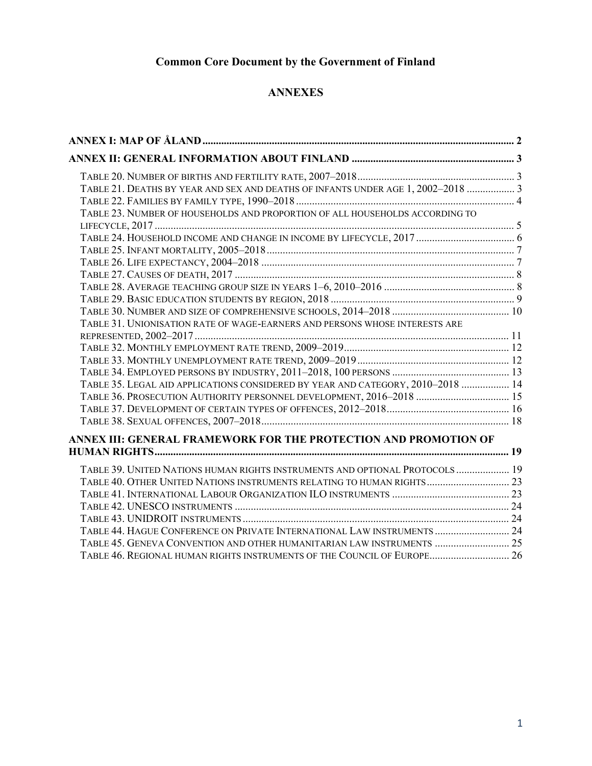# Common Core Document by the Government of Finland

## ANNEXES

**ANNEX I: MAP OF ÅLAND** ..... 2

**ANNEX II: GENERAL INFORMATION ABOUT FINLAND** ..... 3

- Table 20. Number of births and fertility rate, 2007–2018 ..... 3
- Table 21. Deaths by year and sex and deaths of infants under age 1, 2002–2018 ..... 3
- Table 22. Families by family type, 1990–2018 ..... 4
- Table 23. Number of households and proportion of all households according to lifecycle, 2017 ..... 5
- Table 24. Household income and change in income by lifecycle, 2017 ..... 6
- Table 25. Infant mortality, 2005–2018 ..... 7
- Table 26. Life expectancy, 2004–2018 ..... 7
- Table 27. Causes of death, 2017 ..... 8
- Table 28. Average teaching group size in years 1–6, 2010–2016 ..... 8
- Table 29. Basic education students by region, 2018 ..... 9
- Table 30. Number and size of comprehensive schools, 2014–2018 ..... 10
- Table 31. Unionisation rate of wage-earners and persons whose interests are represented, 2002–2017 ..... 11
- Table 32. Monthly employment rate trend, 2009–2019 ..... 12
- Table 33. Monthly unemployment rate trend, 2009–2019 ..... 12
- Table 34. Employed persons by industry, 2011–2018, 100 persons ..... 13
- Table 35. Legal aid applications considered by year and category, 2010–2018 ..... 14
- Table 36. Prosecution Authority personnel development, 2016–2018 ..... 15
- Table 37. Development of certain types of offences, 2012–2018 ..... 16
- Table 38. Sexual offences, 2007–2018 ..... 18

**ANNEX III: GENERAL FRAMEWORK FOR THE PROTECTION AND PROMOTION OF HUMAN RIGHTS** ..... 19

- Table 39. United Nations human rights instruments and optional Protocols ..... 19
- Table 40. Other United Nations instruments relating to human rights ..... 23
- Table 41. International Labour Organization ILO instruments ..... 23
- Table 42. UNESCO instruments ..... 24
- Table 43. UNIDROIT instruments ..... 24
- Table 44. Hague Conference on Private International Law instruments ..... 24
- Table 45. Geneva Convention and other humanitarian law instruments ..... 25
- Table 46. Regional human rights instruments of the Council of Europe ..... 26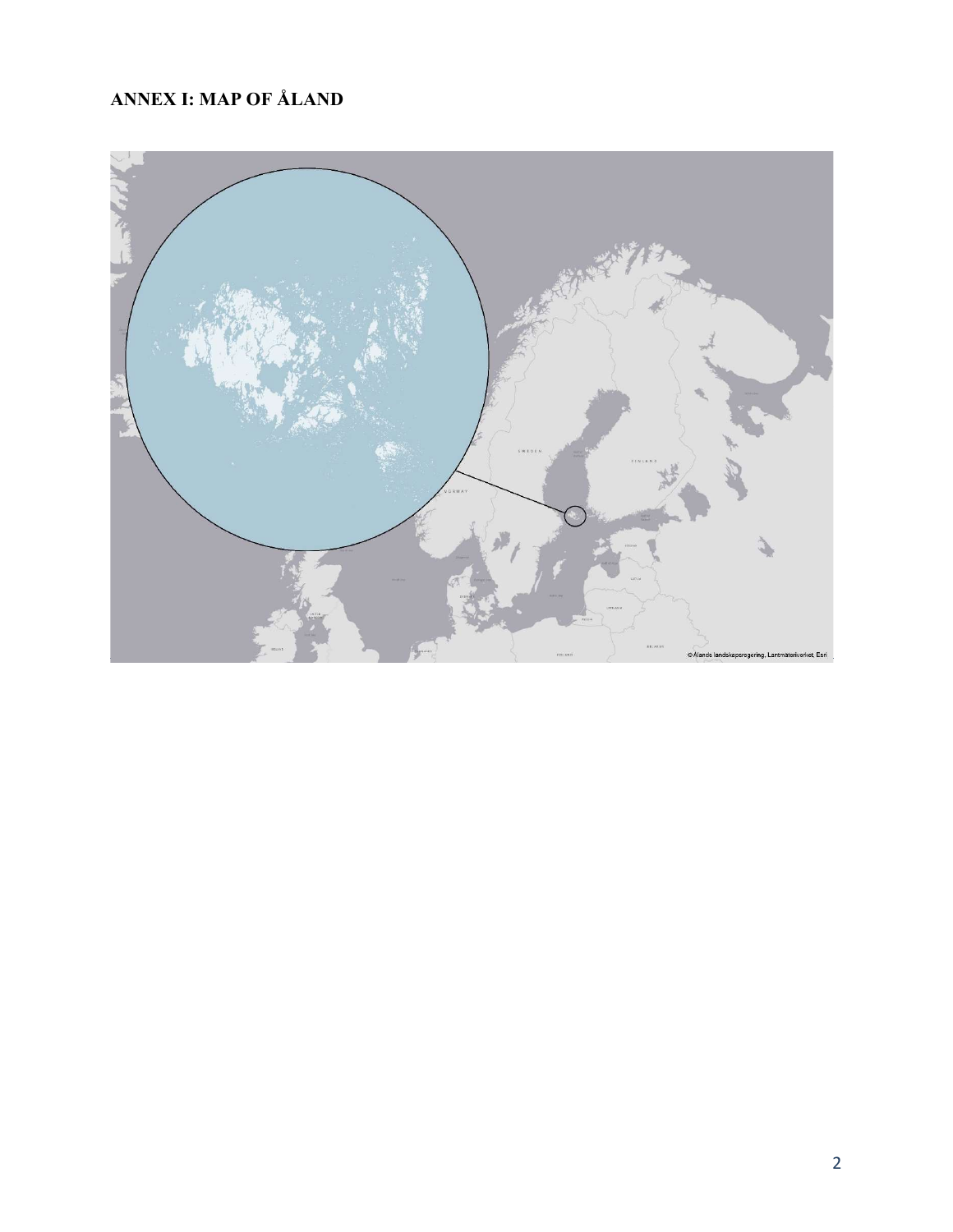## ANNEX I: MAP OF ÅLAND

© Ålands landskapsregering, Lantmäteriverket, Esri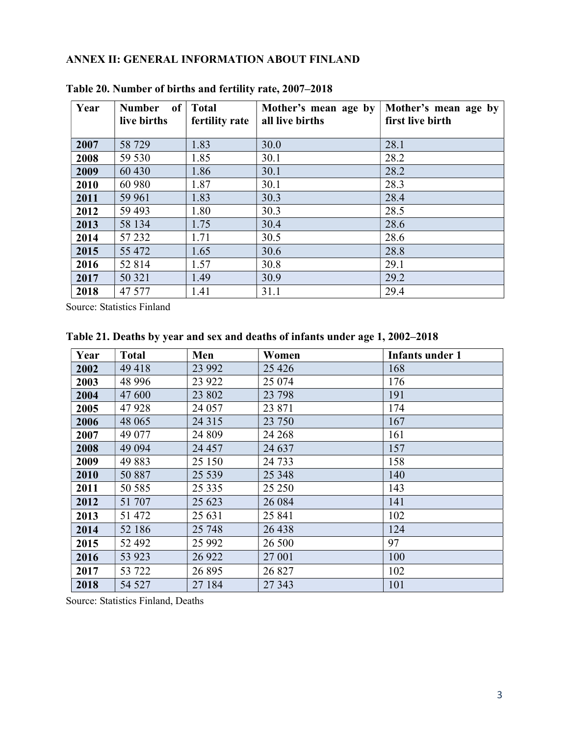## ANNEX II: GENERAL INFORMATION ABOUT FINLAND

**Table 20. Number of births and fertility rate, 2007–2018**

| Year | Number of live births | Total fertility rate | Mother's mean age by all live births | Mother's mean age by first live birth |
|---|---|---|---|---|
| **2007** | 58 729 | 1.83 | 30.0 | 28.1 |
| **2008** | 59 530 | 1.85 | 30.1 | 28.2 |
| **2009** | 60 430 | 1.86 | 30.1 | 28.2 |
| **2010** | 60 980 | 1.87 | 30.1 | 28.3 |
| **2011** | 59 961 | 1.83 | 30.3 | 28.4 |
| **2012** | 59 493 | 1.80 | 30.3 | 28.5 |
| **2013** | 58 134 | 1.75 | 30.4 | 28.6 |
| **2014** | 57 232 | 1.71 | 30.5 | 28.6 |
| **2015** | 55 472 | 1.65 | 30.6 | 28.8 |
| **2016** | 52 814 | 1.57 | 30.8 | 29.1 |
| **2017** | 50 321 | 1.49 | 30.9 | 29.2 |
| **2018** | 47 577 | 1.41 | 31.1 | 29.4 |

Source: Statistics Finland

**Table 21. Deaths by year and sex and deaths of infants under age 1, 2002–2018**

| Year | Total | Men | Women | Infants under 1 |
|---|---|---|---|---|
| **2002** | 49 418 | 23 992 | 25 426 | 168 |
| **2003** | 48 996 | 23 922 | 25 074 | 176 |
| **2004** | 47 600 | 23 802 | 23 798 | 191 |
| **2005** | 47 928 | 24 057 | 23 871 | 174 |
| **2006** | 48 065 | 24 315 | 23 750 | 167 |
| **2007** | 49 077 | 24 809 | 24 268 | 161 |
| **2008** | 49 094 | 24 457 | 24 637 | 157 |
| **2009** | 49 883 | 25 150 | 24 733 | 158 |
| **2010** | 50 887 | 25 539 | 25 348 | 140 |
| **2011** | 50 585 | 25 335 | 25 250 | 143 |
| **2012** | 51 707 | 25 623 | 26 084 | 141 |
| **2013** | 51 472 | 25 631 | 25 841 | 102 |
| **2014** | 52 186 | 25 748 | 26 438 | 124 |
| **2015** | 52 492 | 25 992 | 26 500 | 97 |
| **2016** | 53 923 | 26 922 | 27 001 | 100 |
| **2017** | 53 722 | 26 895 | 26 827 | 102 |
| **2018** | 54 527 | 27 184 | 27 343 | 101 |

Source: Statistics Finland, Deaths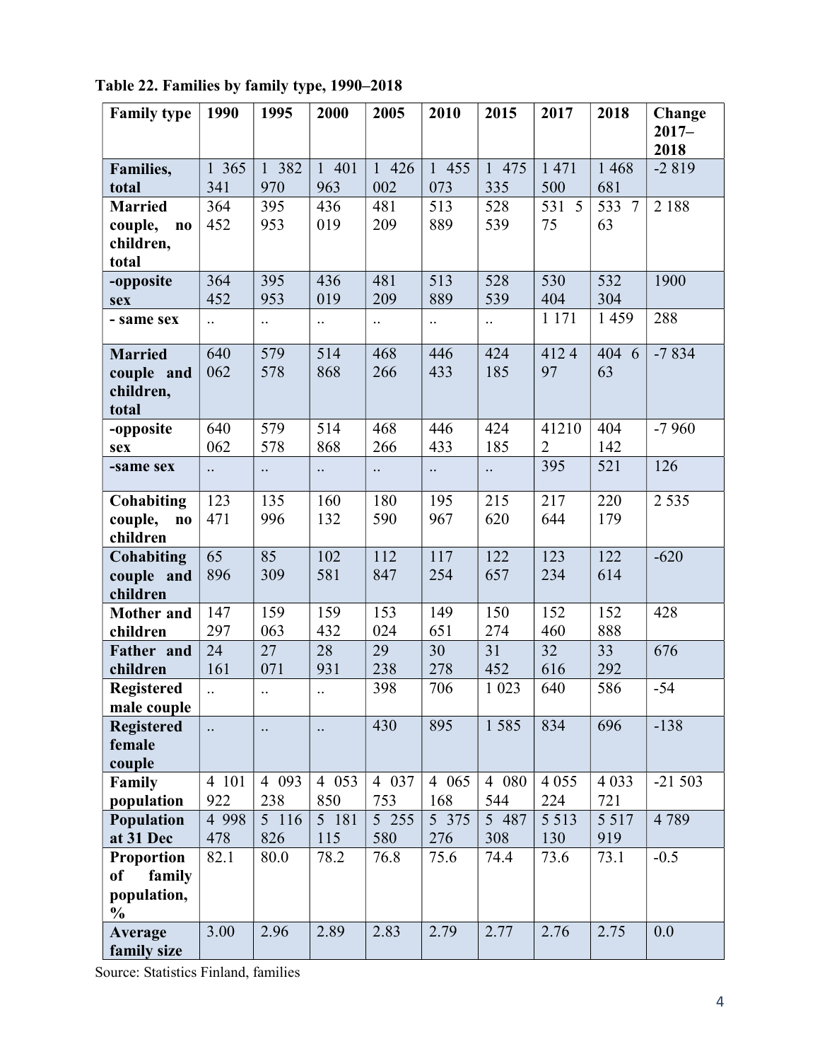**Table 22. Families by family type, 1990–2018**

| Family type | 1990 | 1995 | 2000 | 2005 | 2010 | 2015 | 2017 | 2018 | Change 2017–2018 |
|---|---|---|---|---|---|---|---|---|---|
| **Families, total** | 1 365 341 | 1 382 970 | 1 401 963 | 1 426 002 | 1 455 073 | 1 475 335 | 1 471 500 | 1 468 681 | -2 819 |
| **Married couple, no children, total** | 364 452 | 395 953 | 436 019 | 481 209 | 513 889 | 528 539 | 531 575 | 533 763 | 2 188 |
| **-opposite sex** | 364 452 | 395 953 | 436 019 | 481 209 | 513 889 | 528 539 | 530 404 | 532 304 | 1900 |
| **- same sex** | .. | .. | .. | .. | .. | .. | 1 171 | 1 459 | 288 |
| **Married couple and children, total** | 640 062 | 579 578 | 514 868 | 468 266 | 446 433 | 424 185 | 412 497 | 404 663 | -7 834 |
| **-opposite sex** | 640 062 | 579 578 | 514 868 | 468 266 | 446 433 | 424 185 | 412102 | 404 142 | -7 960 |
| **-same sex** | .. | .. | .. | .. | .. | .. | 395 | 521 | 126 |
| **Cohabiting couple, no children** | 123 471 | 135 996 | 160 132 | 180 590 | 195 967 | 215 620 | 217 644 | 220 179 | 2 535 |
| **Cohabiting couple and children** | 65 896 | 85 309 | 102 581 | 112 847 | 117 254 | 122 657 | 123 234 | 122 614 | -620 |
| **Mother and children** | 147 297 | 159 063 | 159 432 | 153 024 | 149 651 | 150 274 | 152 460 | 152 888 | 428 |
| **Father and children** | 24 161 | 27 071 | 28 931 | 29 238 | 30 278 | 31 452 | 32 616 | 33 292 | 676 |
| **Registered male couple** | .. | .. | .. | 398 | 706 | 1 023 | 640 | 586 | -54 |
| **Registered female couple** | .. | .. | .. | 430 | 895 | 1 585 | 834 | 696 | -138 |
| **Family population** | 4 101 922 | 4 093 238 | 4 053 850 | 4 037 753 | 4 065 168 | 4 080 544 | 4 055 224 | 4 033 721 | -21 503 |
| **Population at 31 Dec** | 4 998 478 | 5 116 826 | 5 181 115 | 5 255 580 | 5 375 276 | 5 487 308 | 5 513 130 | 5 517 919 | 4 789 |
| **Proportion of family population, %** | 82.1 | 80.0 | 78.2 | 76.8 | 75.6 | 74.4 | 73.6 | 73.1 | -0.5 |
| **Average family size** | 3.00 | 2.96 | 2.89 | 2.83 | 2.79 | 2.77 | 2.76 | 2.75 | 0.0 |

Source: Statistics Finland, families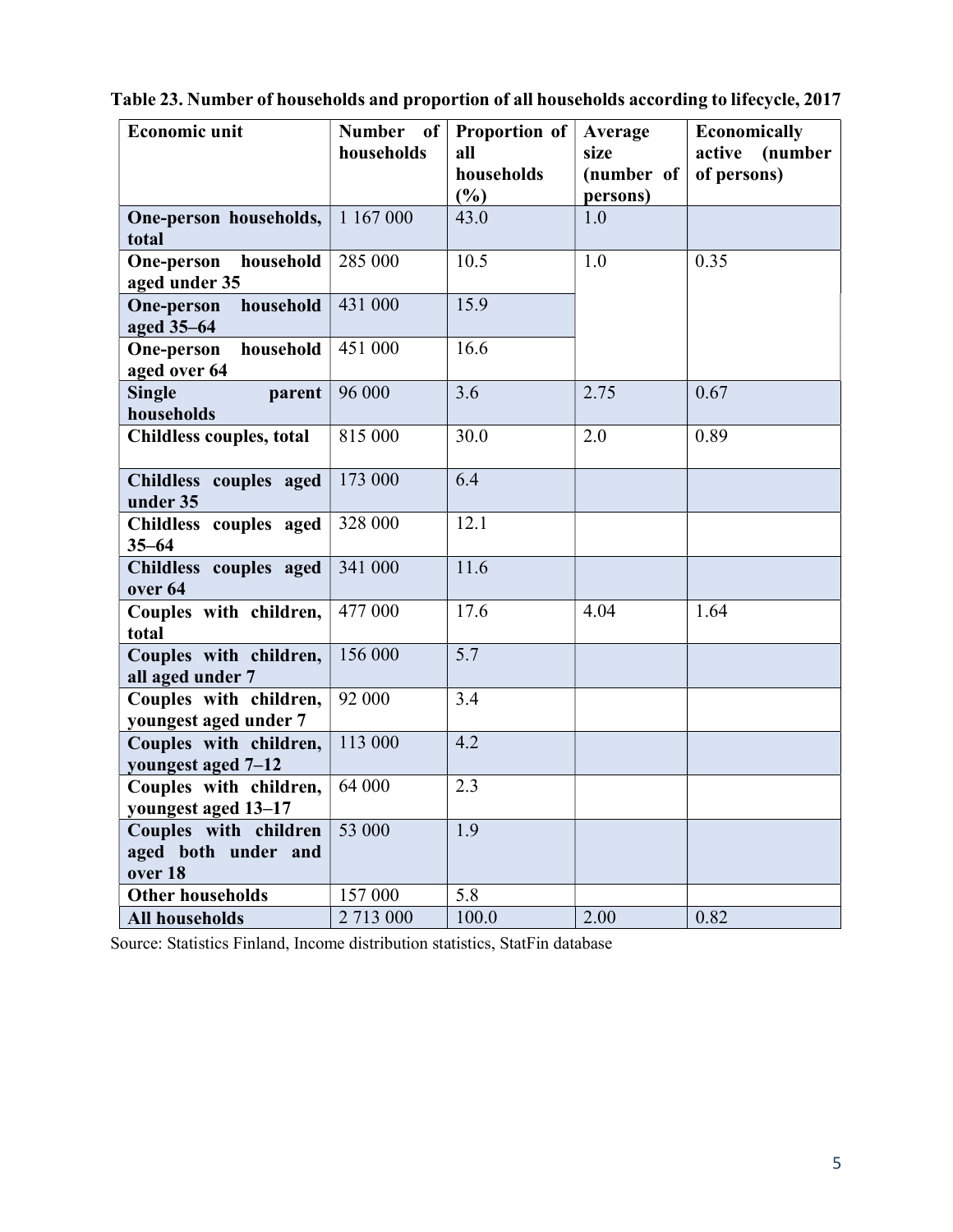**Table 23. Number of households and proportion of all households according to lifecycle, 2017**

| Economic unit | Number of households | Proportion of all households (%) | Average size (number of persons) | Economically active (number of persons) |
|---|---|---|---|---|
| **One-person households, total** | 1 167 000 | 43.0 | 1.0 | |
| **One-person household aged under 35** | 285 000 | 10.5 | 1.0 | 0.35 |
| **One-person household aged 35–64** | 431 000 | 15.9 | | |
| **One-person household aged over 64** | 451 000 | 16.6 | | |
| **Single parent households** | 96 000 | 3.6 | 2.75 | 0.67 |
| **Childless couples, total** | 815 000 | 30.0 | 2.0 | 0.89 |
| **Childless couples aged under 35** | 173 000 | 6.4 | | |
| **Childless couples aged 35–64** | 328 000 | 12.1 | | |
| **Childless couples aged over 64** | 341 000 | 11.6 | | |
| **Couples with children, total** | 477 000 | 17.6 | 4.04 | 1.64 |
| **Couples with children, all aged under 7** | 156 000 | 5.7 | | |
| **Couples with children, youngest aged under 7** | 92 000 | 3.4 | | |
| **Couples with children, youngest aged 7–12** | 113 000 | 4.2 | | |
| **Couples with children, youngest aged 13–17** | 64 000 | 2.3 | | |
| **Couples with children aged both under and over 18** | 53 000 | 1.9 | | |
| **Other households** | 157 000 | 5.8 | | |
| **All households** | 2 713 000 | 100.0 | 2.00 | 0.82 |

Source: Statistics Finland, Income distribution statistics, StatFin database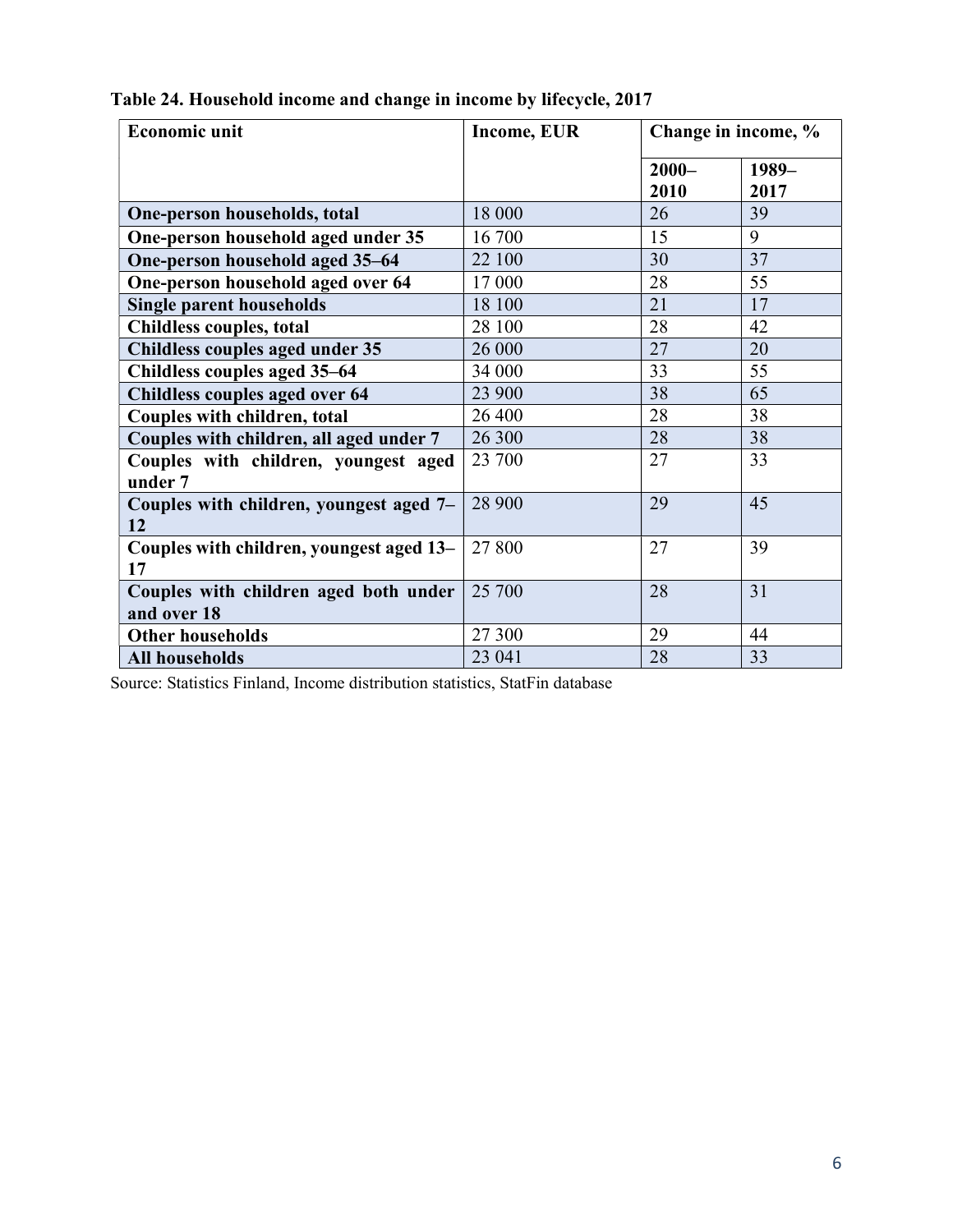**Table 24. Household income and change in income by lifecycle, 2017**

| Economic unit | Income, EUR | Change in income, % | |
|---|---|---|---|
| | | 2000–2010 | 1989–2017 |
| **One-person households, total** | 18 000 | 26 | 39 |
| **One-person household aged under 35** | 16 700 | 15 | 9 |
| **One-person household aged 35–64** | 22 100 | 30 | 37 |
| **One-person household aged over 64** | 17 000 | 28 | 55 |
| **Single parent households** | 18 100 | 21 | 17 |
| **Childless couples, total** | 28 100 | 28 | 42 |
| **Childless couples aged under 35** | 26 000 | 27 | 20 |
| **Childless couples aged 35–64** | 34 000 | 33 | 55 |
| **Childless couples aged over 64** | 23 900 | 38 | 65 |
| **Couples with children, total** | 26 400 | 28 | 38 |
| **Couples with children, all aged under 7** | 26 300 | 28 | 38 |
| **Couples with children, youngest aged under 7** | 23 700 | 27 | 33 |
| **Couples with children, youngest aged 7–12** | 28 900 | 29 | 45 |
| **Couples with children, youngest aged 13–17** | 27 800 | 27 | 39 |
| **Couples with children aged both under and over 18** | 25 700 | 28 | 31 |
| **Other households** | 27 300 | 29 | 44 |
| **All households** | 23 041 | 28 | 33 |

Source: Statistics Finland, Income distribution statistics, StatFin database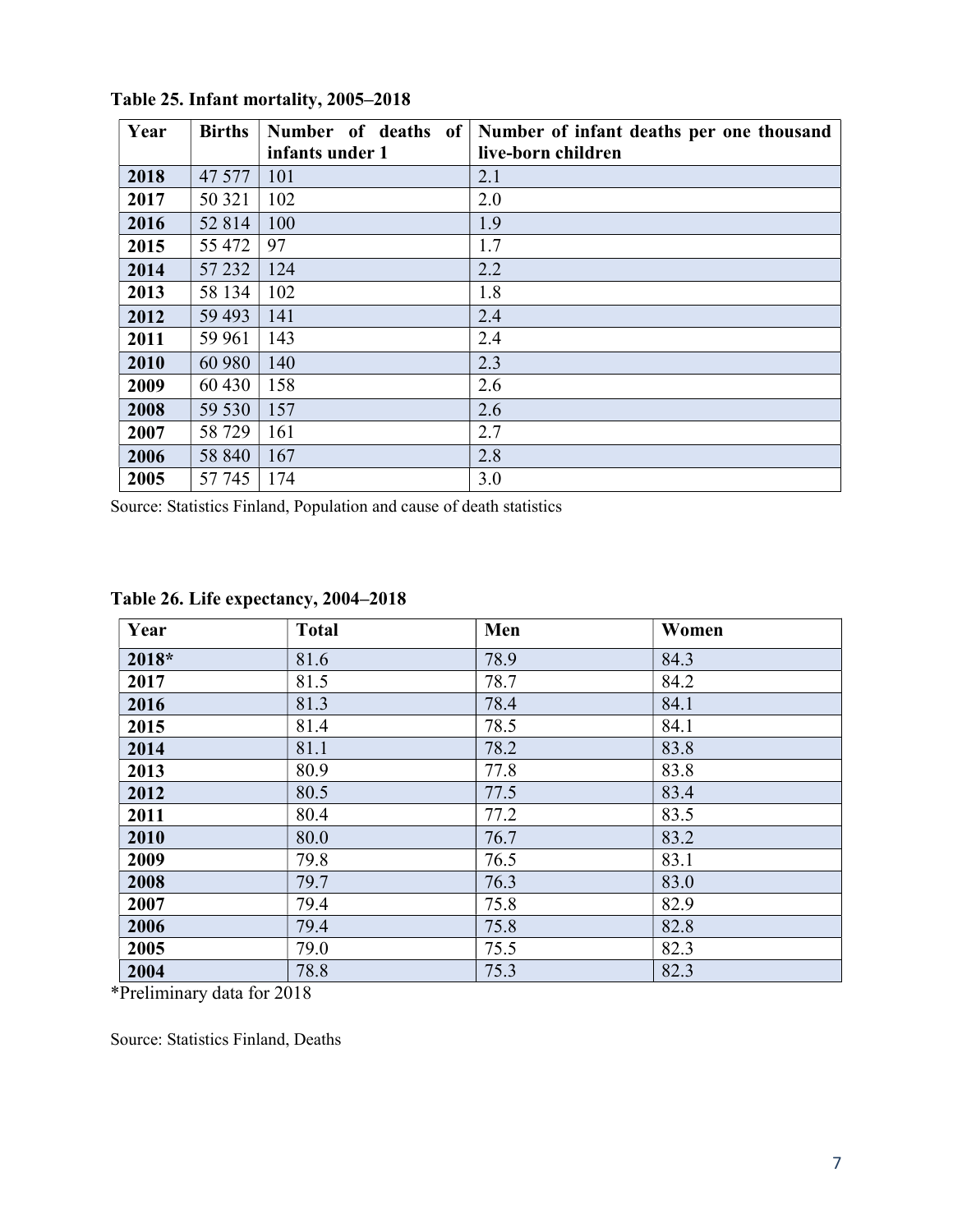**Table 25. Infant mortality, 2005–2018**

| Year | Births | Number of deaths of infants under 1 | Number of infant deaths per one thousand live-born children |
|---|---|---|---|
| **2018** | 47 577 | 101 | 2.1 |
| **2017** | 50 321 | 102 | 2.0 |
| **2016** | 52 814 | 100 | 1.9 |
| **2015** | 55 472 | 97 | 1.7 |
| **2014** | 57 232 | 124 | 2.2 |
| **2013** | 58 134 | 102 | 1.8 |
| **2012** | 59 493 | 141 | 2.4 |
| **2011** | 59 961 | 143 | 2.4 |
| **2010** | 60 980 | 140 | 2.3 |
| **2009** | 60 430 | 158 | 2.6 |
| **2008** | 59 530 | 157 | 2.6 |
| **2007** | 58 729 | 161 | 2.7 |
| **2006** | 58 840 | 167 | 2.8 |
| **2005** | 57 745 | 174 | 3.0 |

Source: Statistics Finland, Population and cause of death statistics

**Table 26. Life expectancy, 2004–2018**

| Year | Total | Men | Women |
|---|---|---|---|
| **2018*** | 81.6 | 78.9 | 84.3 |
| **2017** | 81.5 | 78.7 | 84.2 |
| **2016** | 81.3 | 78.4 | 84.1 |
| **2015** | 81.4 | 78.5 | 84.1 |
| **2014** | 81.1 | 78.2 | 83.8 |
| **2013** | 80.9 | 77.8 | 83.8 |
| **2012** | 80.5 | 77.5 | 83.4 |
| **2011** | 80.4 | 77.2 | 83.5 |
| **2010** | 80.0 | 76.7 | 83.2 |
| **2009** | 79.8 | 76.5 | 83.1 |
| **2008** | 79.7 | 76.3 | 83.0 |
| **2007** | 79.4 | 75.8 | 82.9 |
| **2006** | 79.4 | 75.8 | 82.8 |
| **2005** | 79.0 | 75.5 | 82.3 |
| **2004** | 78.8 | 75.3 | 82.3 |

*Preliminary data for 2018

Source: Statistics Finland, Deaths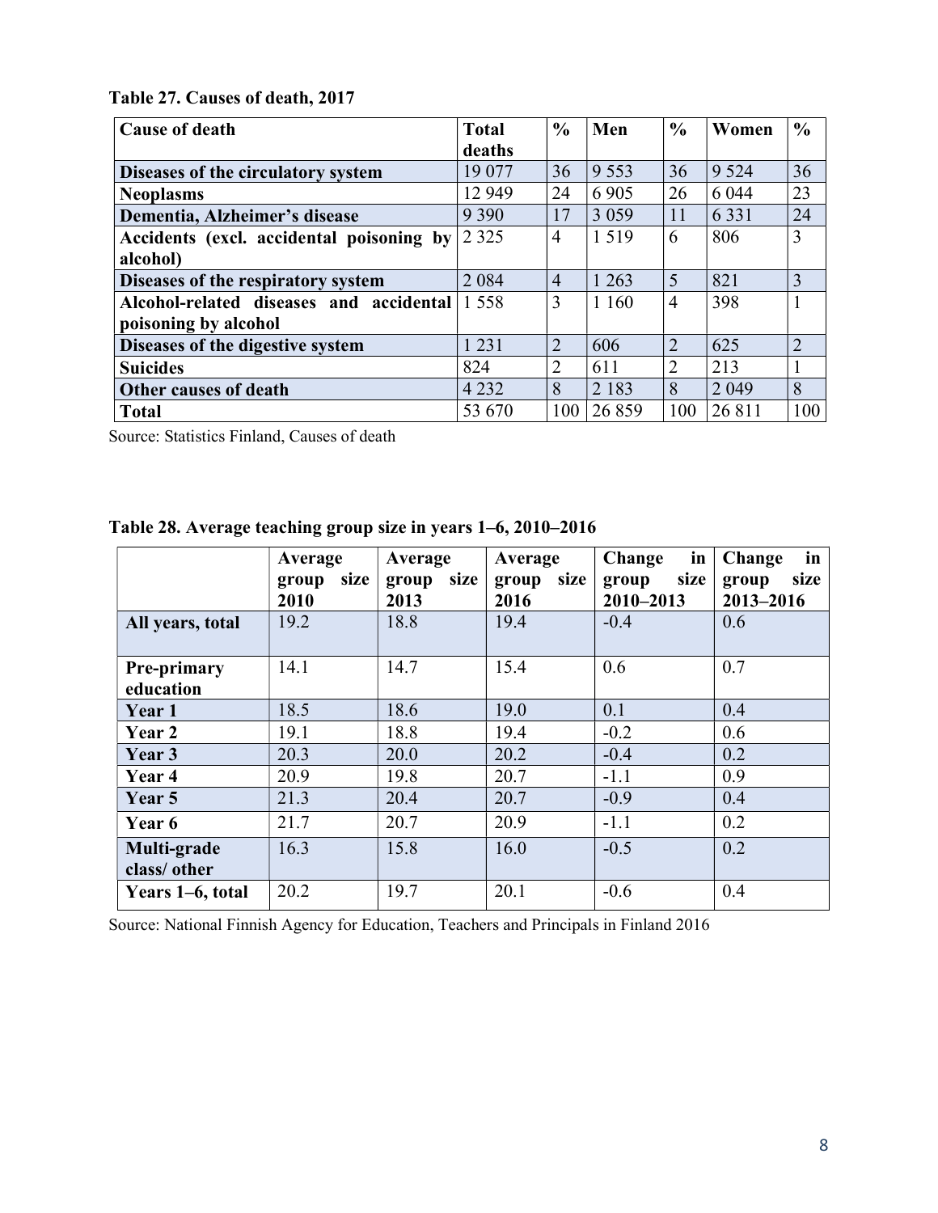**Table 27. Causes of death, 2017**

| Cause of death | Total deaths | % | Men | % | Women | % |
|---|---|---|---|---|---|---|
| **Diseases of the circulatory system** | 19 077 | 36 | 9 553 | 36 | 9 524 | 36 |
| **Neoplasms** | 12 949 | 24 | 6 905 | 26 | 6 044 | 23 |
| **Dementia, Alzheimer's disease** | 9 390 | 17 | 3 059 | 11 | 6 331 | 24 |
| **Accidents (excl. accidental poisoning by alcohol)** | 2 325 | 4 | 1 519 | 6 | 806 | 3 |
| **Diseases of the respiratory system** | 2 084 | 4 | 1 263 | 5 | 821 | 3 |
| **Alcohol-related diseases and accidental poisoning by alcohol** | 1 558 | 3 | 1 160 | 4 | 398 | 1 |
| **Diseases of the digestive system** | 1 231 | 2 | 606 | 2 | 625 | 2 |
| **Suicides** | 824 | 2 | 611 | 2 | 213 | 1 |
| **Other causes of death** | 4 232 | 8 | 2 183 | 8 | 2 049 | 8 |
| **Total** | 53 670 | 100 | 26 859 | 100 | 26 811 | 100 |

Source: Statistics Finland, Causes of death

**Table 28. Average teaching group size in years 1–6, 2010–2016**

| | Average group size 2010 | Average group size 2013 | Average group size 2016 | Change in group size 2010–2013 | Change in group size 2013–2016 |
|---|---|---|---|---|---|
| **All years, total** | 19.2 | 18.8 | 19.4 | -0.4 | 0.6 |
| **Pre-primary education** | 14.1 | 14.7 | 15.4 | 0.6 | 0.7 |
| **Year 1** | 18.5 | 18.6 | 19.0 | 0.1 | 0.4 |
| **Year 2** | 19.1 | 18.8 | 19.4 | -0.2 | 0.6 |
| **Year 3** | 20.3 | 20.0 | 20.2 | -0.4 | 0.2 |
| **Year 4** | 20.9 | 19.8 | 20.7 | -1.1 | 0.9 |
| **Year 5** | 21.3 | 20.4 | 20.7 | -0.9 | 0.4 |
| **Year 6** | 21.7 | 20.7 | 20.9 | -1.1 | 0.2 |
| **Multi-grade class/ other** | 16.3 | 15.8 | 16.0 | -0.5 | 0.2 |
| **Years 1–6, total** | 20.2 | 19.7 | 20.1 | -0.6 | 0.4 |

Source: National Finnish Agency for Education, Teachers and Principals in Finland 2016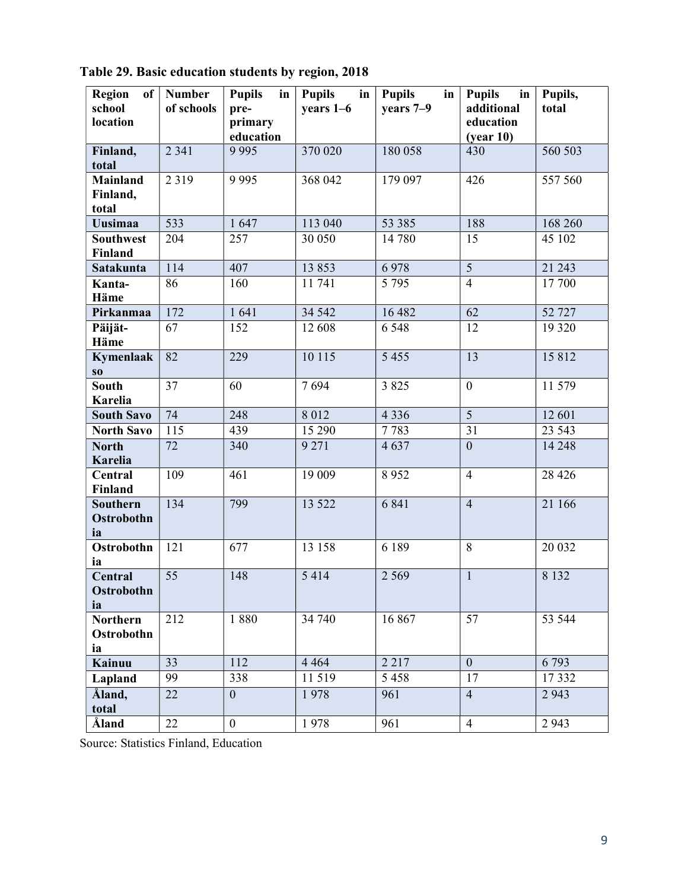**Table 29. Basic education students by region, 2018**

| Region of school location | Number of schools | Pupils in pre-primary education | Pupils in years 1–6 | Pupils in years 7–9 | Pupils in additional education (year 10) | Pupils, total |
|---|---|---|---|---|---|---|
| **Finland, total** | 2 341 | 9 995 | 370 020 | 180 058 | 430 | 560 503 |
| **Mainland Finland, total** | 2 319 | 9 995 | 368 042 | 179 097 | 426 | 557 560 |
| **Uusimaa** | 533 | 1 647 | 113 040 | 53 385 | 188 | 168 260 |
| **Southwest Finland** | 204 | 257 | 30 050 | 14 780 | 15 | 45 102 |
| **Satakunta** | 114 | 407 | 13 853 | 6 978 | 5 | 21 243 |
| **Kanta-Häme** | 86 | 160 | 11 741 | 5 795 | 4 | 17 700 |
| **Pirkanmaa** | 172 | 1 641 | 34 542 | 16 482 | 62 | 52 727 |
| **Päijät-Häme** | 67 | 152 | 12 608 | 6 548 | 12 | 19 320 |
| **Kymenlaakso** | 82 | 229 | 10 115 | 5 455 | 13 | 15 812 |
| **South Karelia** | 37 | 60 | 7 694 | 3 825 | 0 | 11 579 |
| **South Savo** | 74 | 248 | 8 012 | 4 336 | 5 | 12 601 |
| **North Savo** | 115 | 439 | 15 290 | 7 783 | 31 | 23 543 |
| **North Karelia** | 72 | 340 | 9 271 | 4 637 | 0 | 14 248 |
| **Central Finland** | 109 | 461 | 19 009 | 8 952 | 4 | 28 426 |
| **Southern Ostrobothnia** | 134 | 799 | 13 522 | 6 841 | 4 | 21 166 |
| **Ostrobothnia** | 121 | 677 | 13 158 | 6 189 | 8 | 20 032 |
| **Central Ostrobothnia** | 55 | 148 | 5 414 | 2 569 | 1 | 8 132 |
| **Northern Ostrobothnia** | 212 | 1 880 | 34 740 | 16 867 | 57 | 53 544 |
| **Kainuu** | 33 | 112 | 4 464 | 2 217 | 0 | 6 793 |
| **Lapland** | 99 | 338 | 11 519 | 5 458 | 17 | 17 332 |
| **Åland, total** | 22 | 0 | 1 978 | 961 | 4 | 2 943 |
| **Åland** | 22 | 0 | 1 978 | 961 | 4 | 2 943 |

Source: Statistics Finland, Education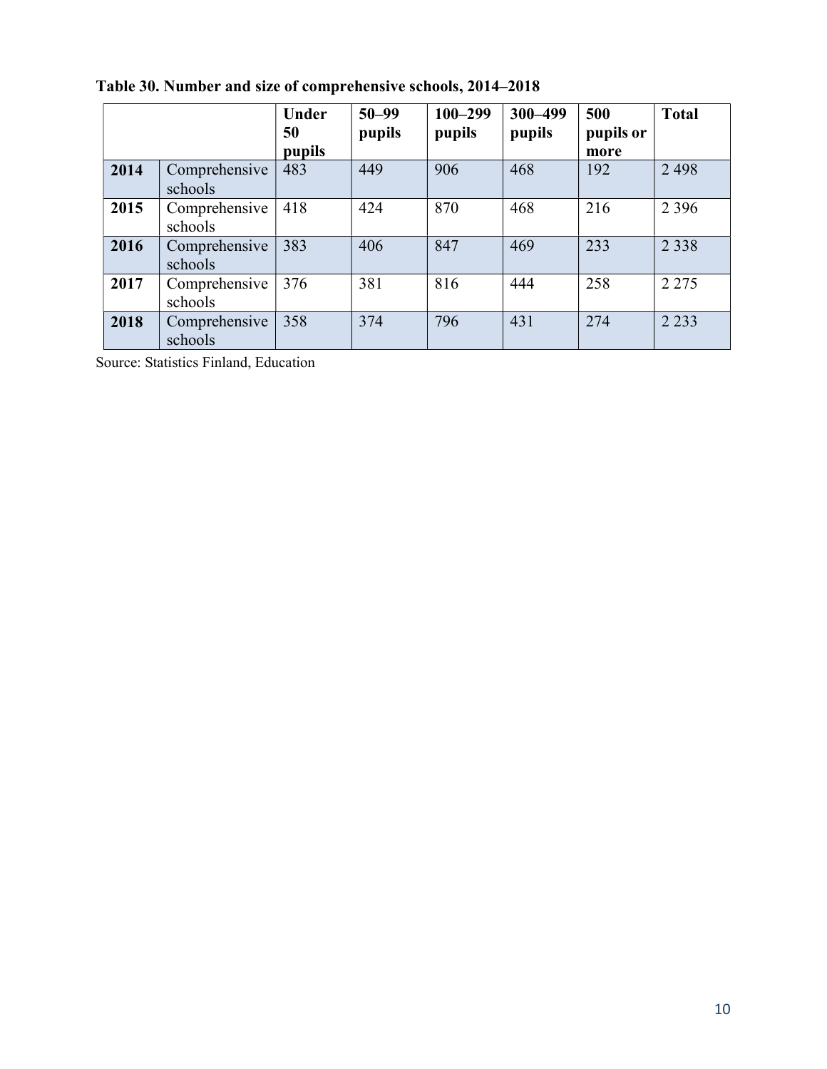**Table 30. Number and size of comprehensive schools, 2014–2018**

| | | Under 50 pupils | 50–99 pupils | 100–299 pupils | 300–499 pupils | 500 pupils or more | Total |
|---|---|---|---|---|---|---|---|
| **2014** | Comprehensive schools | 483 | 449 | 906 | 468 | 192 | 2 498 |
| **2015** | Comprehensive schools | 418 | 424 | 870 | 468 | 216 | 2 396 |
| **2016** | Comprehensive schools | 383 | 406 | 847 | 469 | 233 | 2 338 |
| **2017** | Comprehensive schools | 376 | 381 | 816 | 444 | 258 | 2 275 |
| **2018** | Comprehensive schools | 358 | 374 | 796 | 431 | 274 | 2 233 |

Source: Statistics Finland, Education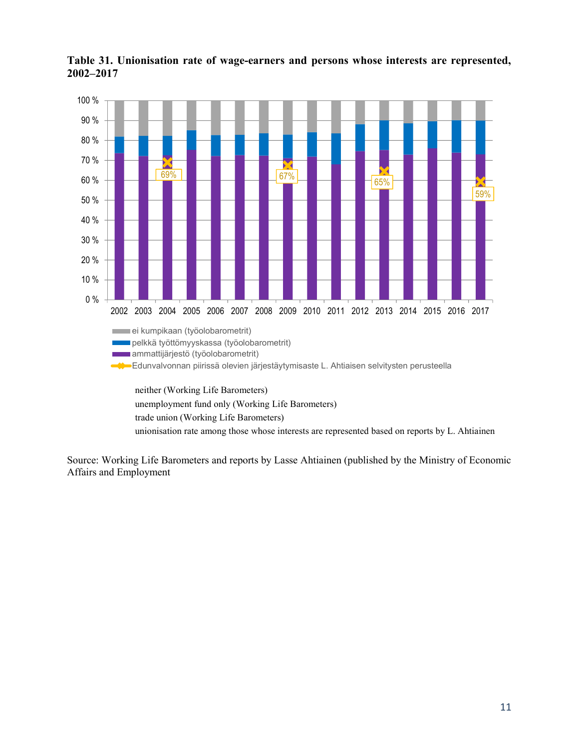**Table 31. Unionisation rate of wage-earners and persons whose interests are represented, 2002–2017**

ei kumpikaan (työolobarometrit)
pelkkä työttömyyskassa (työolobarometrit)
ammattijärjestö (työolobarometrit)
Edunvalvonnan piirissä olevien järjestäytymisaste L. Ahtiaisen selvitysten perusteella

neither (Working Life Barometers)
unemployment fund only (Working Life Barometers)
trade union (Working Life Barometers)
unionisation rate among those whose interests are represented based on reports by L. Ahtiainen

Source: Working Life Barometers and reports by Lasse Ahtiainen (published by the Ministry of Economic Affairs and Employment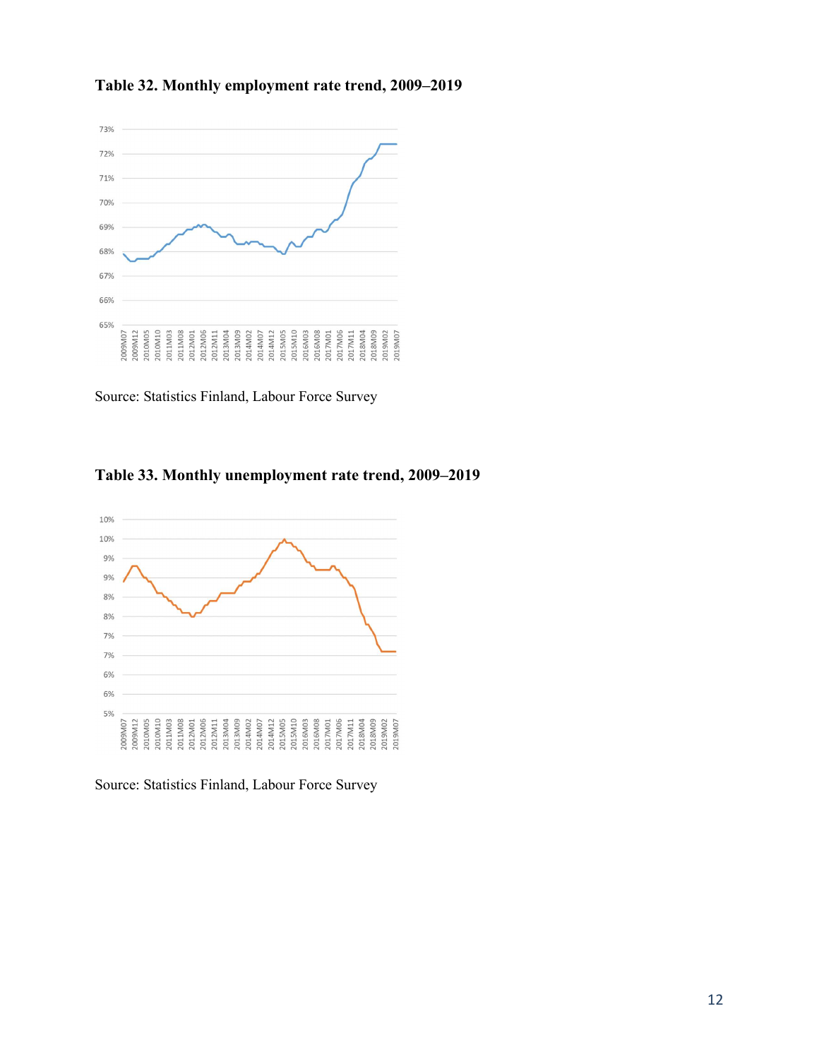**Table 32. Monthly employment rate trend, 2009–2019**

Source: Statistics Finland, Labour Force Survey

**Table 33. Monthly unemployment rate trend, 2009–2019**

Source: Statistics Finland, Labour Force Survey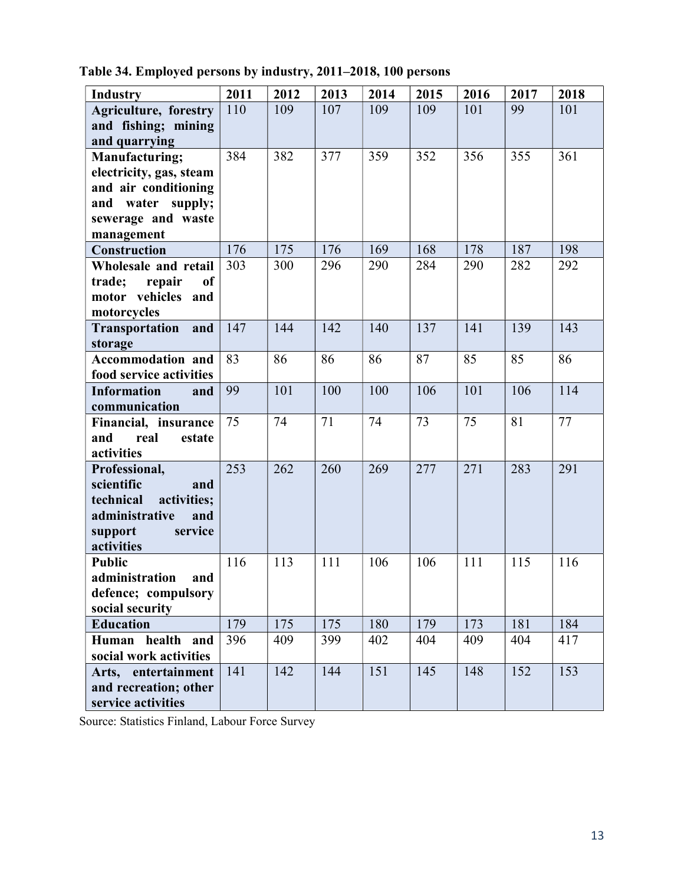**Table 34. Employed persons by industry, 2011–2018, 100 persons**

| Industry | 2011 | 2012 | 2013 | 2014 | 2015 | 2016 | 2017 | 2018 |
|---|---|---|---|---|---|---|---|---|
| **Agriculture, forestry and fishing; mining and quarrying** | 110 | 109 | 107 | 109 | 109 | 101 | 99 | 101 |
| **Manufacturing; electricity, gas, steam and air conditioning and water supply; sewerage and waste management** | 384 | 382 | 377 | 359 | 352 | 356 | 355 | 361 |
| **Construction** | 176 | 175 | 176 | 169 | 168 | 178 | 187 | 198 |
| **Wholesale and retail trade; repair of motor vehicles and motorcycles** | 303 | 300 | 296 | 290 | 284 | 290 | 282 | 292 |
| **Transportation and storage** | 147 | 144 | 142 | 140 | 137 | 141 | 139 | 143 |
| **Accommodation and food service activities** | 83 | 86 | 86 | 86 | 87 | 85 | 85 | 86 |
| **Information and communication** | 99 | 101 | 100 | 100 | 106 | 101 | 106 | 114 |
| **Financial, insurance and real estate activities** | 75 | 74 | 71 | 74 | 73 | 75 | 81 | 77 |
| **Professional, scientific and technical activities; administrative and support service activities** | 253 | 262 | 260 | 269 | 277 | 271 | 283 | 291 |
| **Public administration and defence; compulsory social security** | 116 | 113 | 111 | 106 | 106 | 111 | 115 | 116 |
| **Education** | 179 | 175 | 175 | 180 | 179 | 173 | 181 | 184 |
| **Human health and social work activities** | 396 | 409 | 399 | 402 | 404 | 409 | 404 | 417 |
| **Arts, entertainment and recreation; other service activities** | 141 | 142 | 144 | 151 | 145 | 148 | 152 | 153 |

Source: Statistics Finland, Labour Force Survey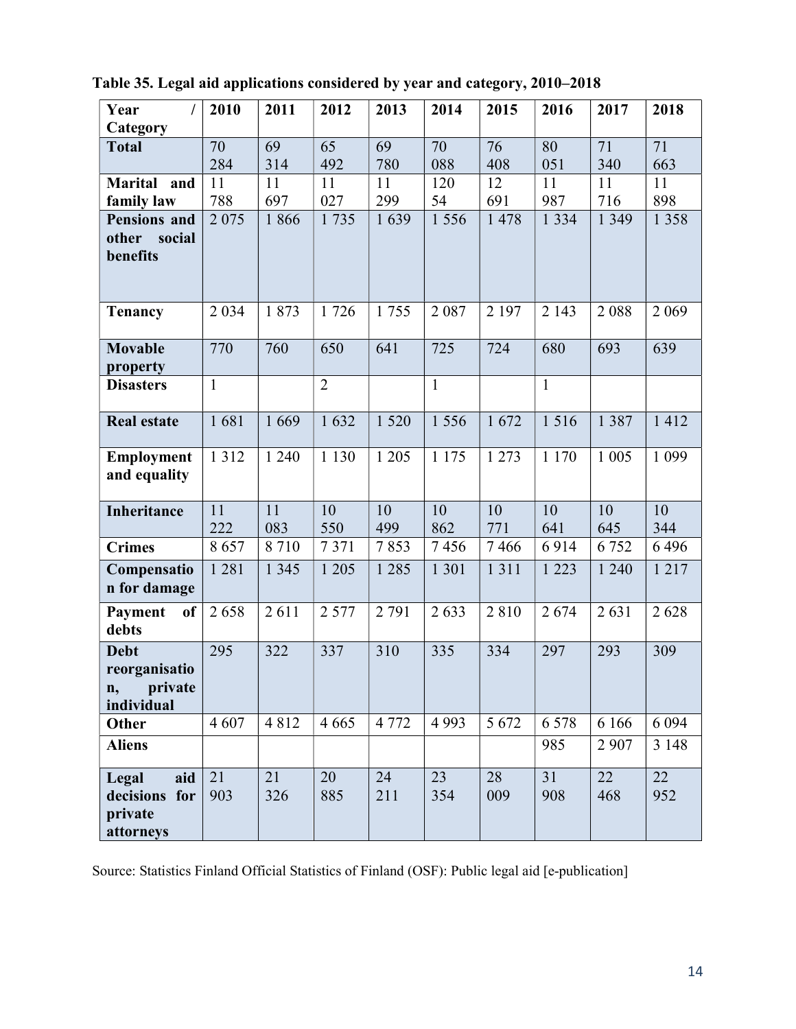**Table 35. Legal aid applications considered by year and category, 2010–2018**

| Year / Category | 2010 | 2011 | 2012 | 2013 | 2014 | 2015 | 2016 | 2017 | 2018 |
|---|---|---|---|---|---|---|---|---|---|
| **Total** | 70 284 | 69 314 | 65 492 | 69 780 | 70 088 | 76 408 | 80 051 | 71 340 | 71 663 |
| **Marital and family law** | 11 788 | 11 697 | 11 027 | 11 299 | 120 54 | 12 691 | 11 987 | 11 716 | 11 898 |
| **Pensions and other social benefits** | 2 075 | 1 866 | 1 735 | 1 639 | 1 556 | 1 478 | 1 334 | 1 349 | 1 358 |
| **Tenancy** | 2 034 | 1 873 | 1 726 | 1 755 | 2 087 | 2 197 | 2 143 | 2 088 | 2 069 |
| **Movable property** | 770 | 760 | 650 | 641 | 725 | 724 | 680 | 693 | 639 |
| **Disasters** | 1 | | 2 | | 1 | | 1 | | |
| **Real estate** | 1 681 | 1 669 | 1 632 | 1 520 | 1 556 | 1 672 | 1 516 | 1 387 | 1 412 |
| **Employment and equality** | 1 312 | 1 240 | 1 130 | 1 205 | 1 175 | 1 273 | 1 170 | 1 005 | 1 099 |
| **Inheritance** | 11 222 | 11 083 | 10 550 | 10 499 | 10 862 | 10 771 | 10 641 | 10 645 | 10 344 |
| **Crimes** | 8 657 | 8 710 | 7 371 | 7 853 | 7 456 | 7 466 | 6 914 | 6 752 | 6 496 |
| **Compensation for damage** | 1 281 | 1 345 | 1 205 | 1 285 | 1 301 | 1 311 | 1 223 | 1 240 | 1 217 |
| **Payment of debts** | 2 658 | 2 611 | 2 577 | 2 791 | 2 633 | 2 810 | 2 674 | 2 631 | 2 628 |
| **Debt reorganisation, private individual** | 295 | 322 | 337 | 310 | 335 | 334 | 297 | 293 | 309 |
| **Other** | 4 607 | 4 812 | 4 665 | 4 772 | 4 993 | 5 672 | 6 578 | 6 166 | 6 094 |
| **Aliens** | | | | | | | 985 | 2 907 | 3 148 |
| **Legal aid decisions for private attorneys** | 21 903 | 21 326 | 20 885 | 24 211 | 23 354 | 28 009 | 31 908 | 22 468 | 22 952 |

Source: Statistics Finland Official Statistics of Finland (OSF): Public legal aid [e-publication]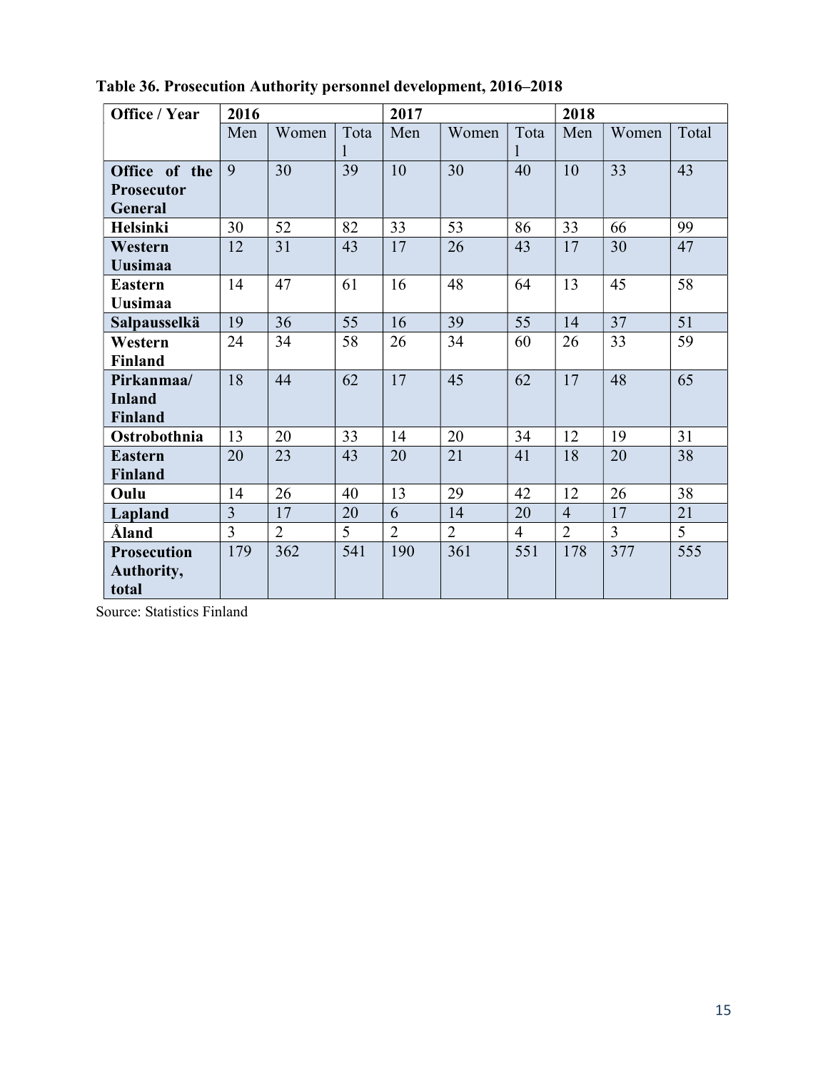**Table 36. Prosecution Authority personnel development, 2016–2018**

| Office / Year | 2016 | | | 2017 | | | 2018 | | |
|---|---|---|---|---|---|---|---|---|---|
| | Men | Women | Total | Men | Women | Total | Men | Women | Total |
| **Office of the Prosecutor General** | 9 | 30 | 39 | 10 | 30 | 40 | 10 | 33 | 43 |
| **Helsinki** | 30 | 52 | 82 | 33 | 53 | 86 | 33 | 66 | 99 |
| **Western Uusimaa** | 12 | 31 | 43 | 17 | 26 | 43 | 17 | 30 | 47 |
| **Eastern Uusimaa** | 14 | 47 | 61 | 16 | 48 | 64 | 13 | 45 | 58 |
| **Salpausselkä** | 19 | 36 | 55 | 16 | 39 | 55 | 14 | 37 | 51 |
| **Western Finland** | 24 | 34 | 58 | 26 | 34 | 60 | 26 | 33 | 59 |
| **Pirkanmaa/ Inland Finland** | 18 | 44 | 62 | 17 | 45 | 62 | 17 | 48 | 65 |
| **Ostrobothnia** | 13 | 20 | 33 | 14 | 20 | 34 | 12 | 19 | 31 |
| **Eastern Finland** | 20 | 23 | 43 | 20 | 21 | 41 | 18 | 20 | 38 |
| **Oulu** | 14 | 26 | 40 | 13 | 29 | 42 | 12 | 26 | 38 |
| **Lapland** | 3 | 17 | 20 | 6 | 14 | 20 | 4 | 17 | 21 |
| **Åland** | 3 | 2 | 5 | 2 | 2 | 4 | 2 | 3 | 5 |
| **Prosecution Authority, total** | 179 | 362 | 541 | 190 | 361 | 551 | 178 | 377 | 555 |

Source: Statistics Finland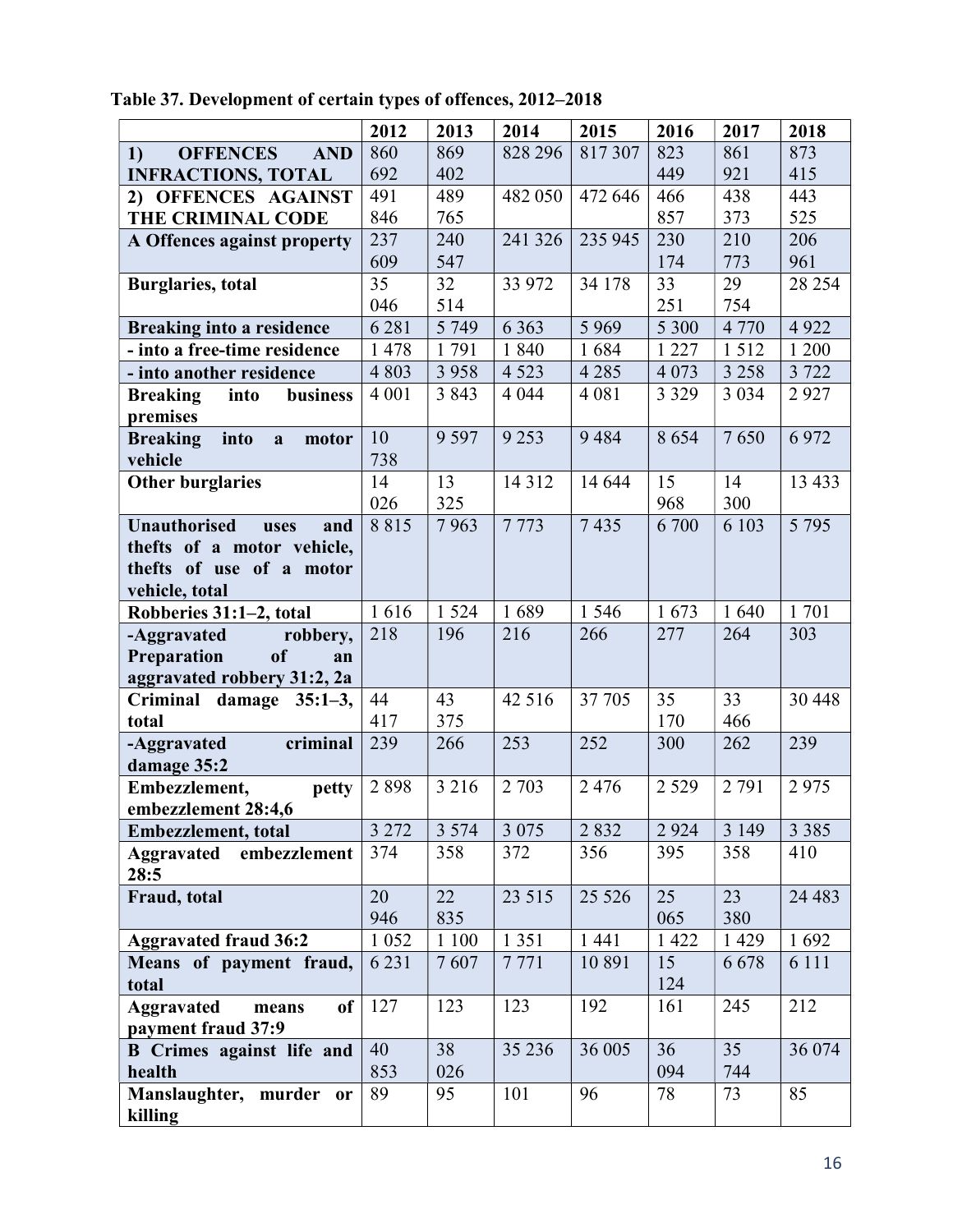**Table 37. Development of certain types of offences, 2012–2018**

| | 2012 | 2013 | 2014 | 2015 | 2016 | 2017 | 2018 |
|---|---|---|---|---|---|---|---|
| **1) OFFENCES AND INFRACTIONS, TOTAL** | 860 692 | 869 402 | 828 296 | 817 307 | 823 449 | 861 921 | 873 415 |
| **2) OFFENCES AGAINST THE CRIMINAL CODE** | 491 846 | 489 765 | 482 050 | 472 646 | 466 857 | 438 373 | 443 525 |
| **A Offences against property** | 237 609 | 240 547 | 241 326 | 235 945 | 230 174 | 210 773 | 206 961 |
| **Burglaries, total** | 35 046 | 32 514 | 33 972 | 34 178 | 33 251 | 29 754 | 28 254 |
| **Breaking into a residence** | 6 281 | 5 749 | 6 363 | 5 969 | 5 300 | 4 770 | 4 922 |
| **- into a free-time residence** | 1 478 | 1 791 | 1 840 | 1 684 | 1 227 | 1 512 | 1 200 |
| **- into another residence** | 4 803 | 3 958 | 4 523 | 4 285 | 4 073 | 3 258 | 3 722 |
| **Breaking into business premises** | 4 001 | 3 843 | 4 044 | 4 081 | 3 329 | 3 034 | 2 927 |
| **Breaking into a motor vehicle** | 10 738 | 9 597 | 9 253 | 9 484 | 8 654 | 7 650 | 6 972 |
| **Other burglaries** | 14 026 | 13 325 | 14 312 | 14 644 | 15 968 | 14 300 | 13 433 |
| **Unauthorised uses and thefts of a motor vehicle, thefts of use of a motor vehicle, total** | 8 815 | 7 963 | 7 773 | 7 435 | 6 700 | 6 103 | 5 795 |
| **Robberies 31:1–2, total** | 1 616 | 1 524 | 1 689 | 1 546 | 1 673 | 1 640 | 1 701 |
| **-Aggravated robbery, Preparation of an aggravated robbery 31:2, 2a** | 218 | 196 | 216 | 266 | 277 | 264 | 303 |
| **Criminal damage 35:1–3, total** | 44 417 | 43 375 | 42 516 | 37 705 | 35 170 | 33 466 | 30 448 |
| **-Aggravated criminal damage 35:2** | 239 | 266 | 253 | 252 | 300 | 262 | 239 |
| **Embezzlement, petty embezzlement 28:4,6** | 2 898 | 3 216 | 2 703 | 2 476 | 2 529 | 2 791 | 2 975 |
| **Embezzlement, total** | 3 272 | 3 574 | 3 075 | 2 832 | 2 924 | 3 149 | 3 385 |
| **Aggravated embezzlement 28:5** | 374 | 358 | 372 | 356 | 395 | 358 | 410 |
| **Fraud, total** | 20 946 | 22 835 | 23 515 | 25 526 | 25 065 | 23 380 | 24 483 |
| **Aggravated fraud 36:2** | 1 052 | 1 100 | 1 351 | 1 441 | 1 422 | 1 429 | 1 692 |
| **Means of payment fraud, total** | 6 231 | 7 607 | 7 771 | 10 891 | 15 124 | 6 678 | 6 111 |
| **Aggravated means of payment fraud 37:9** | 127 | 123 | 123 | 192 | 161 | 245 | 212 |
| **B Crimes against life and health** | 40 853 | 38 026 | 35 236 | 36 005 | 36 094 | 35 744 | 36 074 |
| **Manslaughter, murder or killing** | 89 | 95 | 101 | 96 | 78 | 73 | 85 |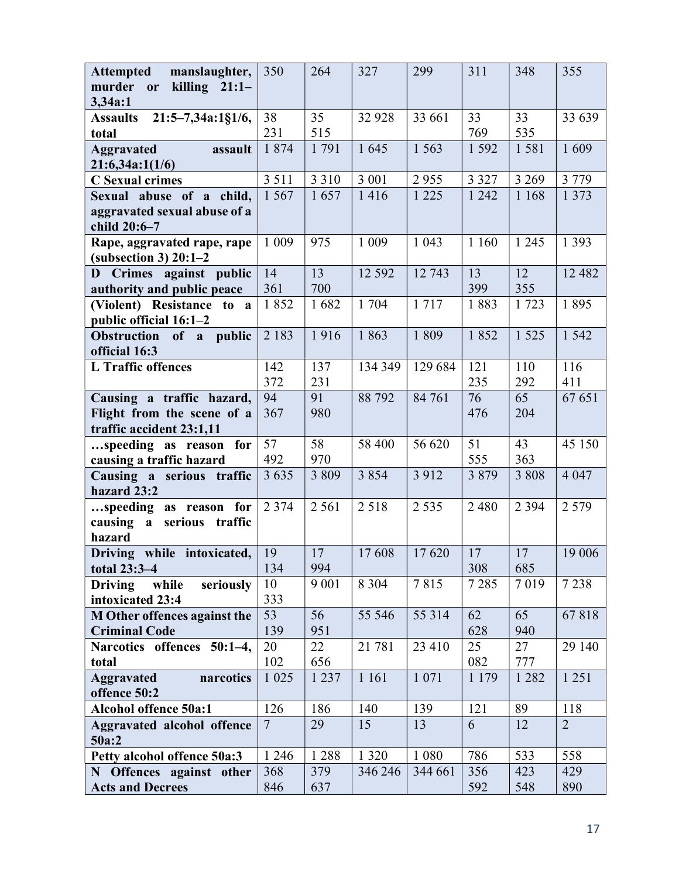| | | | | | | | |
|---|---|---|---|---|---|---|---|
| **Attempted manslaughter, murder or killing 21:1–3,34a:1** | 350 | 264 | 327 | 299 | 311 | 348 | 355 |
| **Assaults 21:5–7,34a:1§1/6, total** | 38 231 | 35 515 | 32 928 | 33 661 | 33 769 | 33 535 | 33 639 |
| **Aggravated assault 21:6,34a:1(1/6)** | 1 874 | 1 791 | 1 645 | 1 563 | 1 592 | 1 581 | 1 609 |
| **C Sexual crimes** | 3 511 | 3 310 | 3 001 | 2 955 | 3 327 | 3 269 | 3 779 |
| **Sexual abuse of a child, aggravated sexual abuse of a child 20:6–7** | 1 567 | 1 657 | 1 416 | 1 225 | 1 242 | 1 168 | 1 373 |
| **Rape, aggravated rape, rape (subsection 3) 20:1–2** | 1 009 | 975 | 1 009 | 1 043 | 1 160 | 1 245 | 1 393 |
| **D Crimes against public authority and public peace** | 14 361 | 13 700 | 12 592 | 12 743 | 13 399 | 12 355 | 12 482 |
| **(Violent) Resistance to a public official 16:1–2** | 1 852 | 1 682 | 1 704 | 1 717 | 1 883 | 1 723 | 1 895 |
| **Obstruction of a public official 16:3** | 2 183 | 1 916 | 1 863 | 1 809 | 1 852 | 1 525 | 1 542 |
| **L Traffic offences** | 142 372 | 137 231 | 134 349 | 129 684 | 121 235 | 110 292 | 116 411 |
| **Causing a traffic hazard, Flight from the scene of a traffic accident 23:1,11** | 94 367 | 91 980 | 88 792 | 84 761 | 76 476 | 65 204 | 67 651 |
| **…speeding as reason for causing a traffic hazard** | 57 492 | 58 970 | 58 400 | 56 620 | 51 555 | 43 363 | 45 150 |
| **Causing a serious traffic hazard 23:2** | 3 635 | 3 809 | 3 854 | 3 912 | 3 879 | 3 808 | 4 047 |
| **…speeding as reason for causing a serious traffic hazard** | 2 374 | 2 561 | 2 518 | 2 535 | 2 480 | 2 394 | 2 579 |
| **Driving while intoxicated, total 23:3–4** | 19 134 | 17 994 | 17 608 | 17 620 | 17 308 | 17 685 | 19 006 |
| **Driving while seriously intoxicated 23:4** | 10 333 | 9 001 | 8 304 | 7 815 | 7 285 | 7 019 | 7 238 |
| **M Other offences against the Criminal Code** | 53 139 | 56 951 | 55 546 | 55 314 | 62 628 | 65 940 | 67 818 |
| **Narcotics offences 50:1–4, total** | 20 102 | 22 656 | 21 781 | 23 410 | 25 082 | 27 777 | 29 140 |
| **Aggravated narcotics offence 50:2** | 1 025 | 1 237 | 1 161 | 1 071 | 1 179 | 1 282 | 1 251 |
| **Alcohol offence 50a:1** | 126 | 186 | 140 | 139 | 121 | 89 | 118 |
| **Aggravated alcohol offence 50a:2** | 7 | 29 | 15 | 13 | 6 | 12 | 2 |
| **Petty alcohol offence 50a:3** | 1 246 | 1 288 | 1 320 | 1 080 | 786 | 533 | 558 |
| **N Offences against other Acts and Decrees** | 368 846 | 379 637 | 346 246 | 344 661 | 356 592 | 423 548 | 429 890 |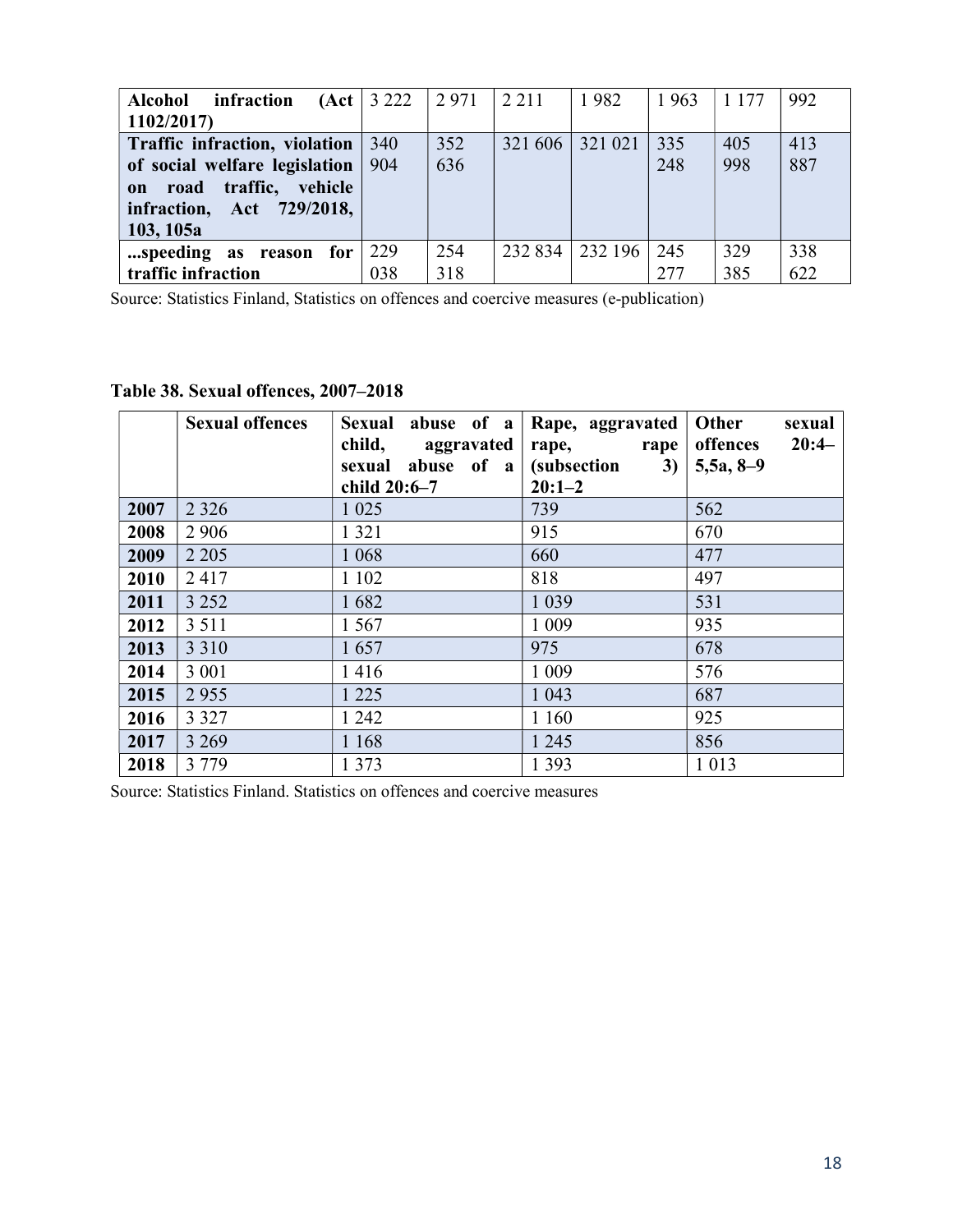| | | | | | | | |
|---|---|---|---|---|---|---|---|
| **Alcohol infraction (Act 1102/2017)** | 3 222 | 2 971 | 2 211 | 1 982 | 1 963 | 1 177 | 992 |
| **Traffic infraction, violation of social welfare legislation on road traffic, vehicle infraction, Act 729/2018, 103, 105a** | 340 904 | 352 636 | 321 606 | 321 021 | 335 248 | 405 998 | 413 887 |
| **...speeding as reason for traffic infraction** | 229 038 | 254 318 | 232 834 | 232 196 | 245 277 | 329 385 | 338 622 |

Source: Statistics Finland, Statistics on offences and coercive measures (e-publication)

**Table 38. Sexual offences, 2007–2018**

| | **Sexual offences** | **Sexual abuse of a child, aggravated sexual abuse of a child 20:6–7** | **Rape, aggravated rape, rape (subsection 3) 20:1–2** | **Other sexual offences 20:4–5,5a, 8–9** |
|---|---|---|---|---|
| **2007** | 2 326 | 1 025 | 739 | 562 |
| **2008** | 2 906 | 1 321 | 915 | 670 |
| **2009** | 2 205 | 1 068 | 660 | 477 |
| **2010** | 2 417 | 1 102 | 818 | 497 |
| **2011** | 3 252 | 1 682 | 1 039 | 531 |
| **2012** | 3 511 | 1 567 | 1 009 | 935 |
| **2013** | 3 310 | 1 657 | 975 | 678 |
| **2014** | 3 001 | 1 416 | 1 009 | 576 |
| **2015** | 2 955 | 1 225 | 1 043 | 687 |
| **2016** | 3 327 | 1 242 | 1 160 | 925 |
| **2017** | 3 269 | 1 168 | 1 245 | 856 |
| **2018** | 3 779 | 1 373 | 1 393 | 1 013 |

Source: Statistics Finland. Statistics on offences and coercive measures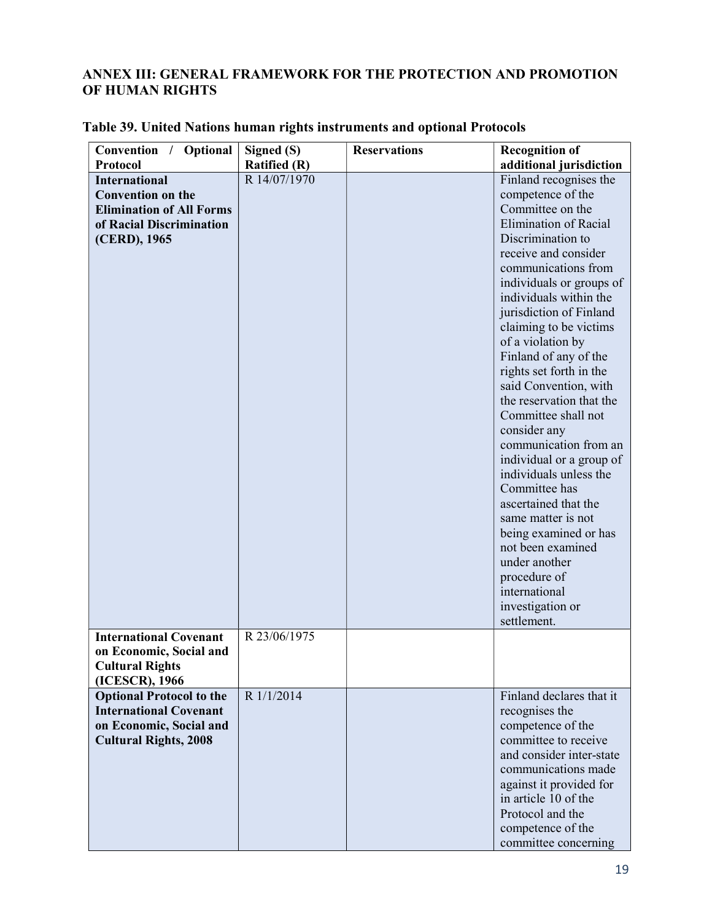## ANNEX III: GENERAL FRAMEWORK FOR THE PROTECTION AND PROMOTION OF HUMAN RIGHTS

**Table 39. United Nations human rights instruments and optional Protocols**

| Convention / Optional Protocol | Signed (S) Ratified (R) | Reservations | Recognition of additional jurisdiction |
|---|---|---|---|
| **International Convention on the Elimination of All Forms of Racial Discrimination (CERD), 1965** | R 14/07/1970 | | Finland recognises the competence of the Committee on the Elimination of Racial Discrimination to receive and consider communications from individuals or groups of individuals within the jurisdiction of Finland claiming to be victims of a violation by Finland of any of the rights set forth in the said Convention, with the reservation that the Committee shall not consider any communication from an individual or a group of individuals unless the Committee has ascertained that the same matter is not being examined or has not been examined under another procedure of international investigation or settlement. |
| **International Covenant on Economic, Social and Cultural Rights (ICESCR), 1966** | R 23/06/1975 | | |
| **Optional Protocol to the International Covenant on Economic, Social and Cultural Rights, 2008** | R 1/1/2014 | | Finland declares that it recognises the competence of the committee to receive and consider inter-state communications made against it provided for in article 10 of the Protocol and the competence of the committee concerning |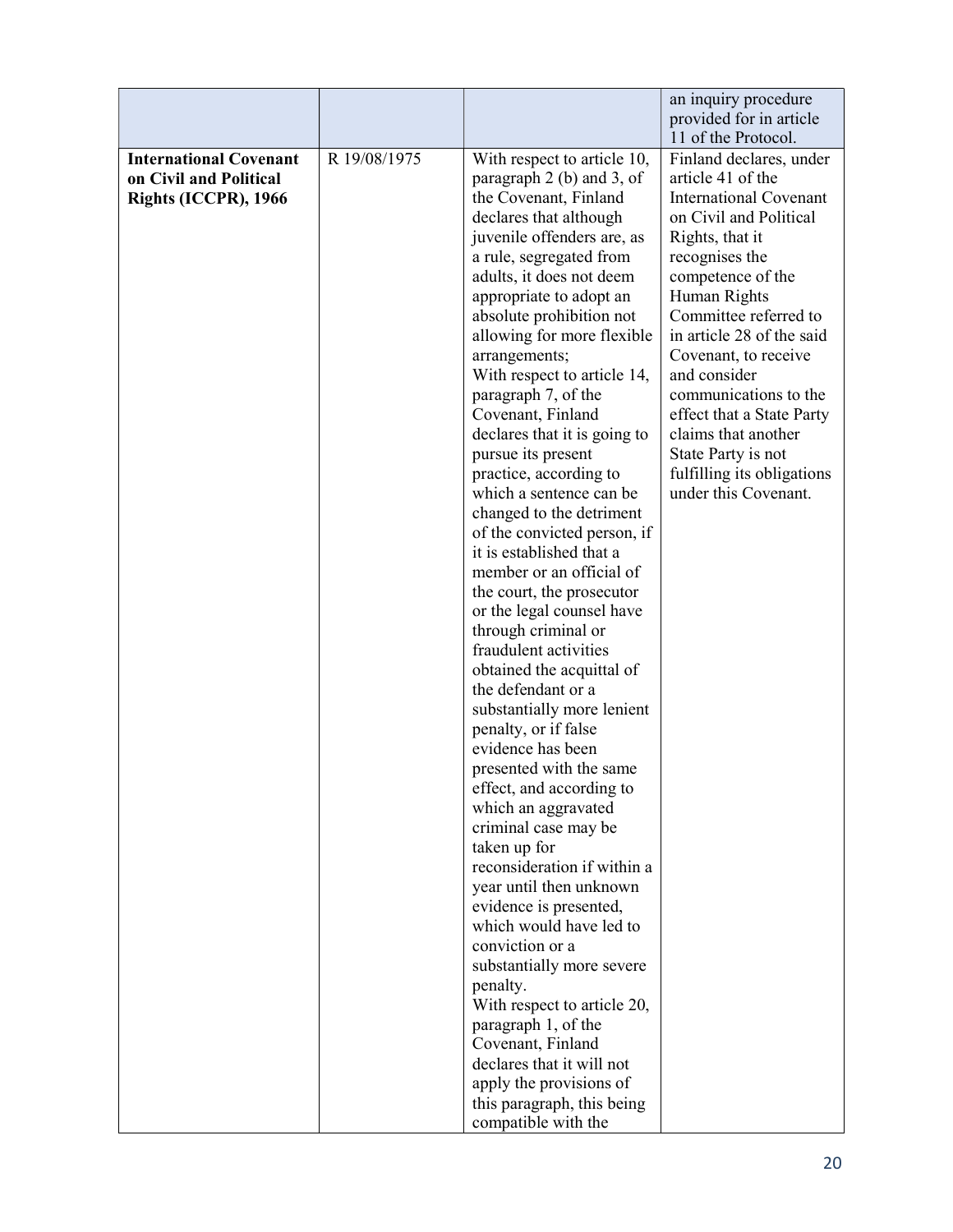| | | | |
|---|---|---|---|
| | | | an inquiry procedure provided for in article 11 of the Protocol. |
| **International Covenant on Civil and Political Rights (ICCPR), 1966** | R 19/08/1975 | With respect to article 10, paragraph 2 (b) and 3, of the Covenant, Finland declares that although juvenile offenders are, as a rule, segregated from adults, it does not deem appropriate to adopt an absolute prohibition not allowing for more flexible arrangements;<br>With respect to article 14, paragraph 7, of the Covenant, Finland declares that it is going to pursue its present practice, according to which a sentence can be changed to the detriment of the convicted person, if it is established that a member or an official of the court, the prosecutor or the legal counsel have through criminal or fraudulent activities obtained the acquittal of the defendant or a substantially more lenient penalty, or if false evidence has been presented with the same effect, and according to which an aggravated criminal case may be taken up for reconsideration if within a year until then unknown evidence is presented, which would have led to conviction or a substantially more severe penalty.<br>With respect to article 20, paragraph 1, of the Covenant, Finland declares that it will not apply the provisions of this paragraph, this being compatible with the | Finland declares, under article 41 of the International Covenant on Civil and Political Rights, that it recognises the competence of the Human Rights Committee referred to in article 28 of the said Covenant, to receive and consider communications to the effect that a State Party claims that another State Party is not fulfilling its obligations under this Covenant. |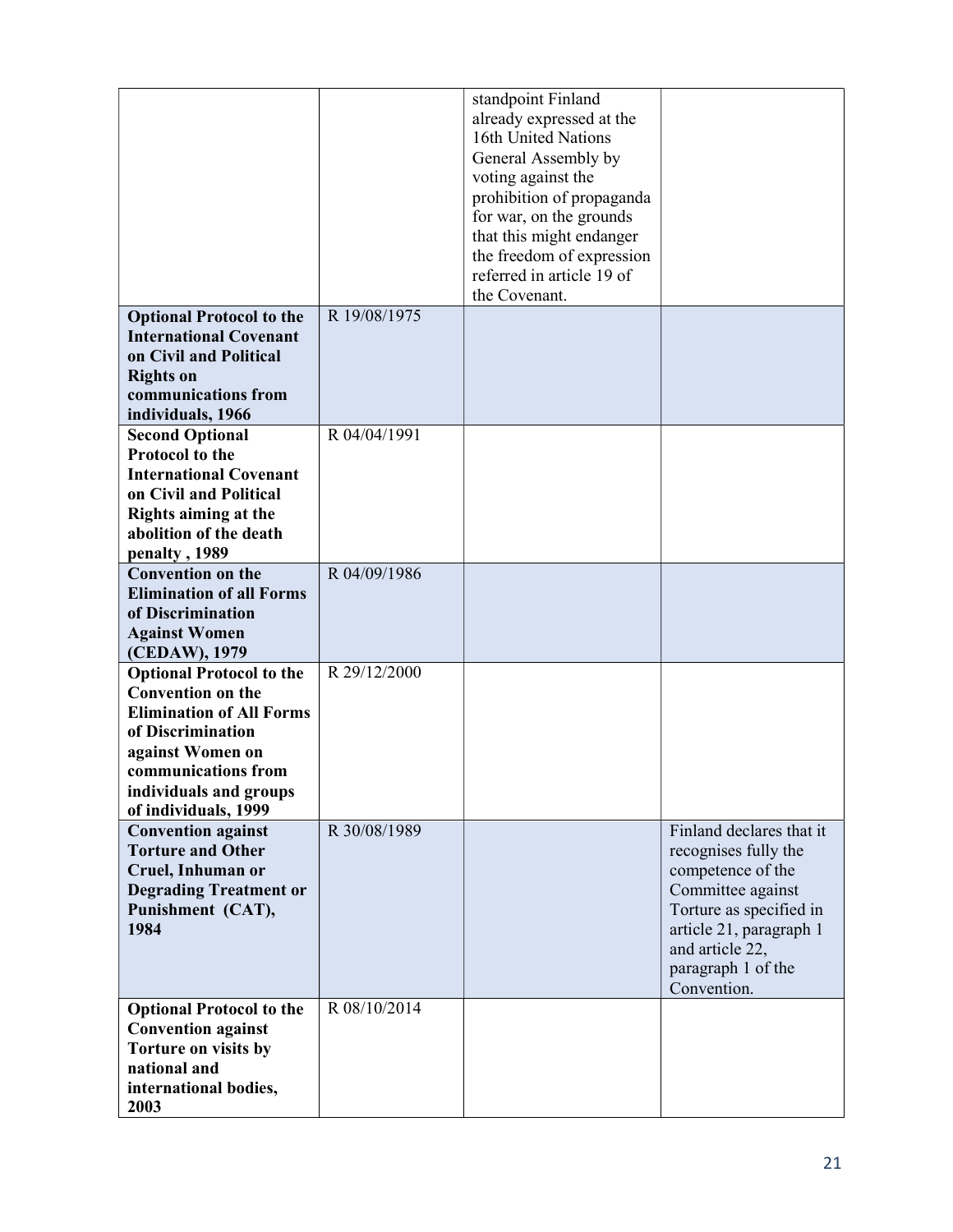| | | | |
|---|---|---|---|
| | | standpoint Finland already expressed at the 16th United Nations General Assembly by voting against the prohibition of propaganda for war, on the grounds that this might endanger the freedom of expression referred in article 19 of the Covenant. | |
| **Optional Protocol to the International Covenant on Civil and Political Rights on communications from individuals, 1966** | R 19/08/1975 | | |
| **Second Optional Protocol to the International Covenant on Civil and Political Rights aiming at the abolition of the death penalty , 1989** | R 04/04/1991 | | |
| **Convention on the Elimination of all Forms of Discrimination Against Women (CEDAW), 1979** | R 04/09/1986 | | |
| **Optional Protocol to the Convention on the Elimination of All Forms of Discrimination against Women on communications from individuals and groups of individuals, 1999** | R 29/12/2000 | | |
| **Convention against Torture and Other Cruel, Inhuman or Degrading Treatment or Punishment (CAT), 1984** | R 30/08/1989 | | Finland declares that it recognises fully the competence of the Committee against Torture as specified in article 21, paragraph 1 and article 22, paragraph 1 of the Convention. |
| **Optional Protocol to the Convention against Torture on visits by national and international bodies, 2003** | R 08/10/2014 | | |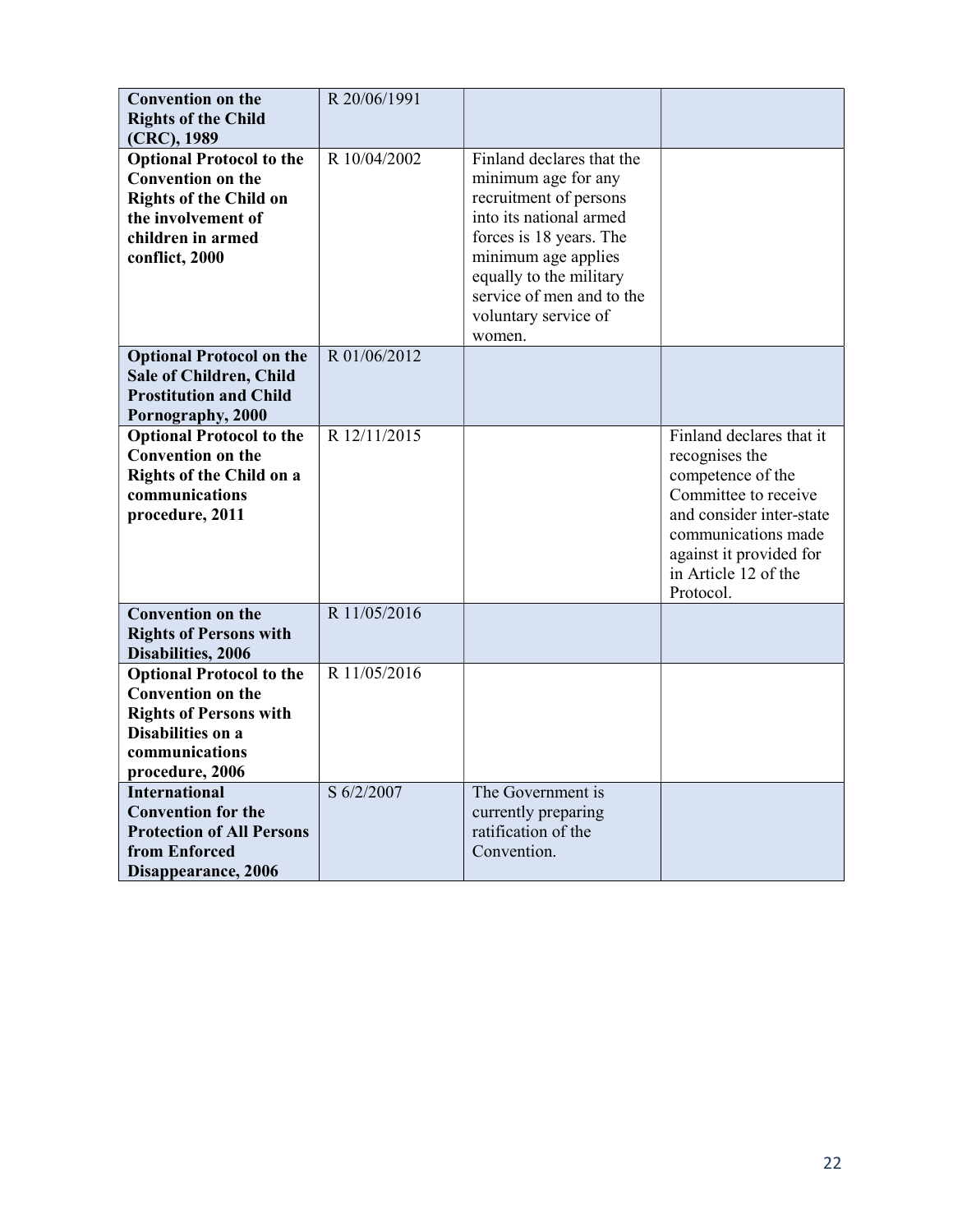| | | | |
|---|---|---|---|
| **Convention on the Rights of the Child (CRC), 1989** | R 20/06/1991 | | |
| **Optional Protocol to the Convention on the Rights of the Child on the involvement of children in armed conflict, 2000** | R 10/04/2002 | Finland declares that the minimum age for any recruitment of persons into its national armed forces is 18 years. The minimum age applies equally to the military service of men and to the voluntary service of women. | |
| **Optional Protocol on the Sale of Children, Child Prostitution and Child Pornography, 2000** | R 01/06/2012 | | |
| **Optional Protocol to the Convention on the Rights of the Child on a communications procedure, 2011** | R 12/11/2015 | | Finland declares that it recognises the competence of the Committee to receive and consider inter-state communications made against it provided for in Article 12 of the Protocol. |
| **Convention on the Rights of Persons with Disabilities, 2006** | R 11/05/2016 | | |
| **Optional Protocol to the Convention on the Rights of Persons with Disabilities on a communications procedure, 2006** | R 11/05/2016 | | |
| **International Convention for the Protection of All Persons from Enforced Disappearance, 2006** | S 6/2/2007 | The Government is currently preparing ratification of the Convention. | |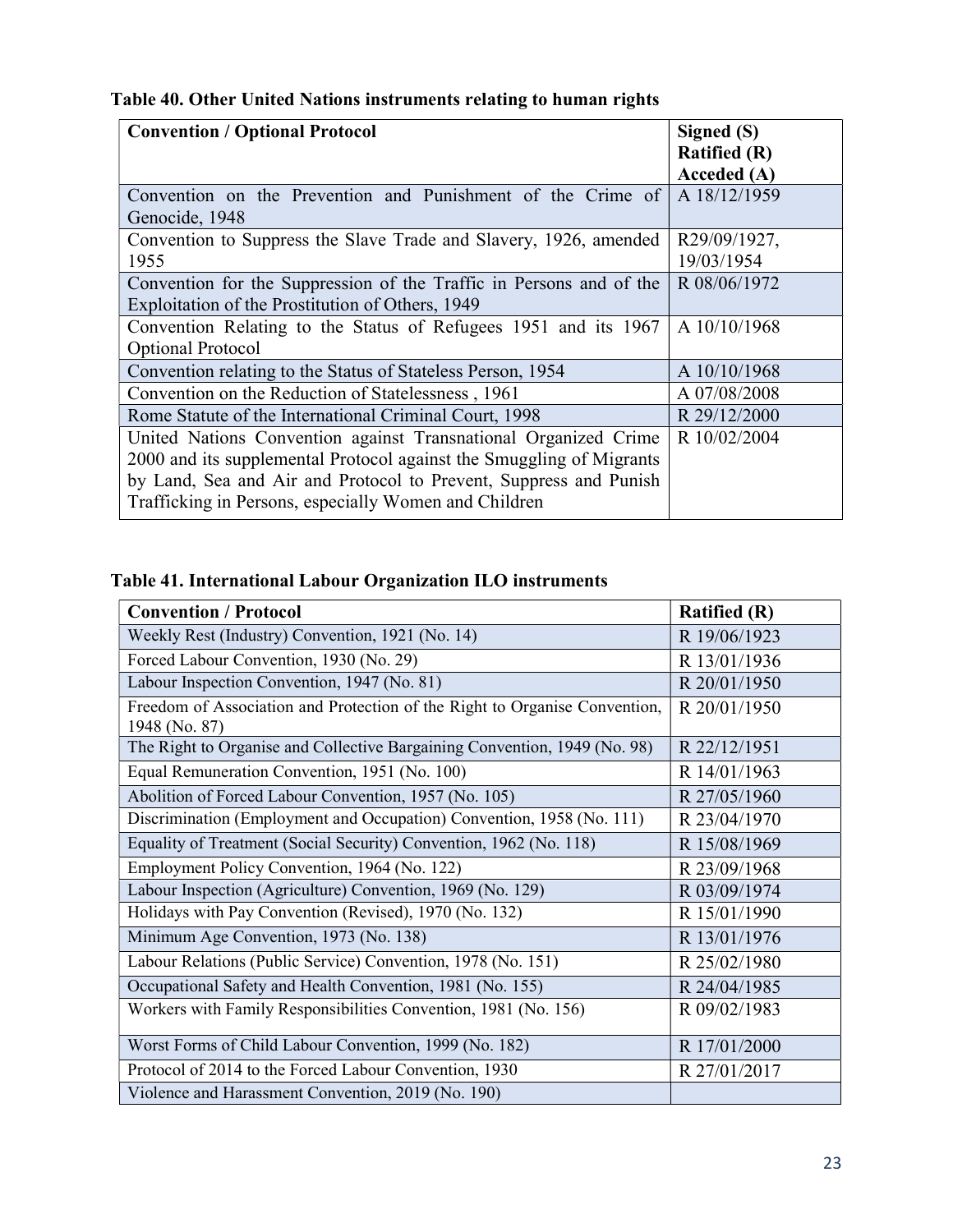**Table 40. Other United Nations instruments relating to human rights**

| Convention / Optional Protocol | Signed (S) Ratified (R) Acceded (A) |
| --- | --- |
| Convention on the Prevention and Punishment of the Crime of Genocide, 1948 | A 18/12/1959 |
| Convention to Suppress the Slave Trade and Slavery, 1926, amended 1955 | R29/09/1927, 19/03/1954 |
| Convention for the Suppression of the Traffic in Persons and of the Exploitation of the Prostitution of Others, 1949 | R 08/06/1972 |
| Convention Relating to the Status of Refugees 1951 and its 1967 Optional Protocol | A 10/10/1968 |
| Convention relating to the Status of Stateless Person, 1954 | A 10/10/1968 |
| Convention on the Reduction of Statelessness , 1961 | A 07/08/2008 |
| Rome Statute of the International Criminal Court, 1998 | R 29/12/2000 |
| United Nations Convention against Transnational Organized Crime 2000 and its supplemental Protocol against the Smuggling of Migrants by Land, Sea and Air and Protocol to Prevent, Suppress and Punish Trafficking in Persons, especially Women and Children | R 10/02/2004 |

**Table 41. International Labour Organization ILO instruments**

| Convention / Protocol | Ratified (R) |
| --- | --- |
| Weekly Rest (Industry) Convention, 1921 (No. 14) | R 19/06/1923 |
| Forced Labour Convention, 1930 (No. 29) | R 13/01/1936 |
| Labour Inspection Convention, 1947 (No. 81) | R 20/01/1950 |
| Freedom of Association and Protection of the Right to Organise Convention, 1948 (No. 87) | R 20/01/1950 |
| The Right to Organise and Collective Bargaining Convention, 1949 (No. 98) | R 22/12/1951 |
| Equal Remuneration Convention, 1951 (No. 100) | R 14/01/1963 |
| Abolition of Forced Labour Convention, 1957 (No. 105) | R 27/05/1960 |
| Discrimination (Employment and Occupation) Convention, 1958 (No. 111) | R 23/04/1970 |
| Equality of Treatment (Social Security) Convention, 1962 (No. 118) | R 15/08/1969 |
| Employment Policy Convention, 1964 (No. 122) | R 23/09/1968 |
| Labour Inspection (Agriculture) Convention, 1969 (No. 129) | R 03/09/1974 |
| Holidays with Pay Convention (Revised), 1970 (No. 132) | R 15/01/1990 |
| Minimum Age Convention, 1973 (No. 138) | R 13/01/1976 |
| Labour Relations (Public Service) Convention, 1978 (No. 151) | R 25/02/1980 |
| Occupational Safety and Health Convention, 1981 (No. 155) | R 24/04/1985 |
| Workers with Family Responsibilities Convention, 1981 (No. 156) | R 09/02/1983 |
| Worst Forms of Child Labour Convention, 1999 (No. 182) | R 17/01/2000 |
| Protocol of 2014 to the Forced Labour Convention, 1930 | R 27/01/2017 |
| Violence and Harassment Convention, 2019 (No. 190) | |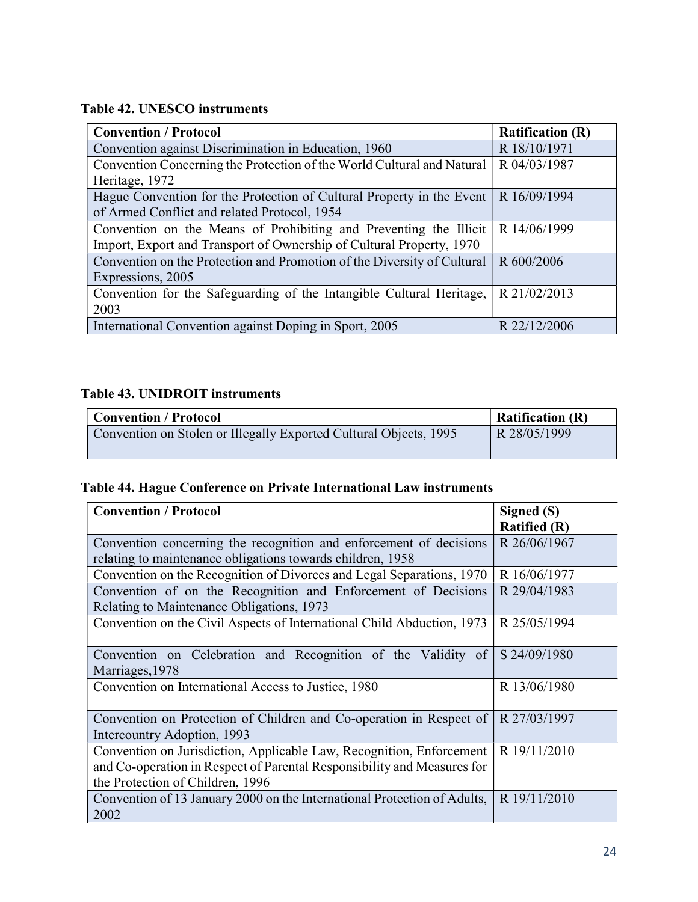**Table 42. UNESCO instruments**

| Convention / Protocol | Ratification (R) |
|---|---|
| Convention against Discrimination in Education, 1960 | R 18/10/1971 |
| Convention Concerning the Protection of the World Cultural and Natural Heritage, 1972 | R 04/03/1987 |
| Hague Convention for the Protection of Cultural Property in the Event of Armed Conflict and related Protocol, 1954 | R 16/09/1994 |
| Convention on the Means of Prohibiting and Preventing the Illicit Import, Export and Transport of Ownership of Cultural Property, 1970 | R 14/06/1999 |
| Convention on the Protection and Promotion of the Diversity of Cultural Expressions, 2005 | R 600/2006 |
| Convention for the Safeguarding of the Intangible Cultural Heritage, 2003 | R 21/02/2013 |
| International Convention against Doping in Sport, 2005 | R 22/12/2006 |

**Table 43. UNIDROIT instruments**

| Convention / Protocol | Ratification (R) |
|---|---|
| Convention on Stolen or Illegally Exported Cultural Objects, 1995 | R 28/05/1999 |

**Table 44. Hague Conference on Private International Law instruments**

| Convention / Protocol | Signed (S) Ratified (R) |
|---|---|
| Convention concerning the recognition and enforcement of decisions relating to maintenance obligations towards children, 1958 | R 26/06/1967 |
| Convention on the Recognition of Divorces and Legal Separations, 1970 | R 16/06/1977 |
| Convention of on the Recognition and Enforcement of Decisions Relating to Maintenance Obligations, 1973 | R 29/04/1983 |
| Convention on the Civil Aspects of International Child Abduction, 1973 | R 25/05/1994 |
| Convention on Celebration and Recognition of the Validity of Marriages,1978 | S 24/09/1980 |
| Convention on International Access to Justice, 1980 | R 13/06/1980 |
| Convention on Protection of Children and Co-operation in Respect of Intercountry Adoption, 1993 | R 27/03/1997 |
| Convention on Jurisdiction, Applicable Law, Recognition, Enforcement and Co-operation in Respect of Parental Responsibility and Measures for the Protection of Children, 1996 | R 19/11/2010 |
| Convention of 13 January 2000 on the International Protection of Adults, 2002 | R 19/11/2010 |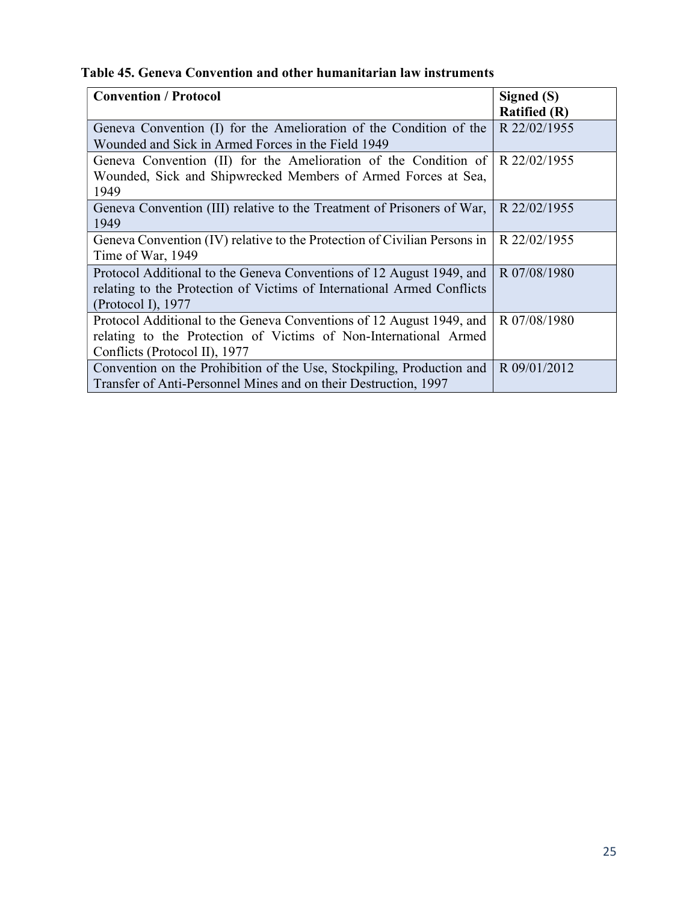**Table 45. Geneva Convention and other humanitarian law instruments**

| Convention / Protocol | Signed (S) Ratified (R) |
|---|---|
| Geneva Convention (I) for the Amelioration of the Condition of the Wounded and Sick in Armed Forces in the Field 1949 | R 22/02/1955 |
| Geneva Convention (II) for the Amelioration of the Condition of Wounded, Sick and Shipwrecked Members of Armed Forces at Sea, 1949 | R 22/02/1955 |
| Geneva Convention (III) relative to the Treatment of Prisoners of War, 1949 | R 22/02/1955 |
| Geneva Convention (IV) relative to the Protection of Civilian Persons in Time of War, 1949 | R 22/02/1955 |
| Protocol Additional to the Geneva Conventions of 12 August 1949, and relating to the Protection of Victims of International Armed Conflicts (Protocol I), 1977 | R 07/08/1980 |
| Protocol Additional to the Geneva Conventions of 12 August 1949, and relating to the Protection of Victims of Non-International Armed Conflicts (Protocol II), 1977 | R 07/08/1980 |
| Convention on the Prohibition of the Use, Stockpiling, Production and Transfer of Anti-Personnel Mines and on their Destruction, 1997 | R 09/01/2012 |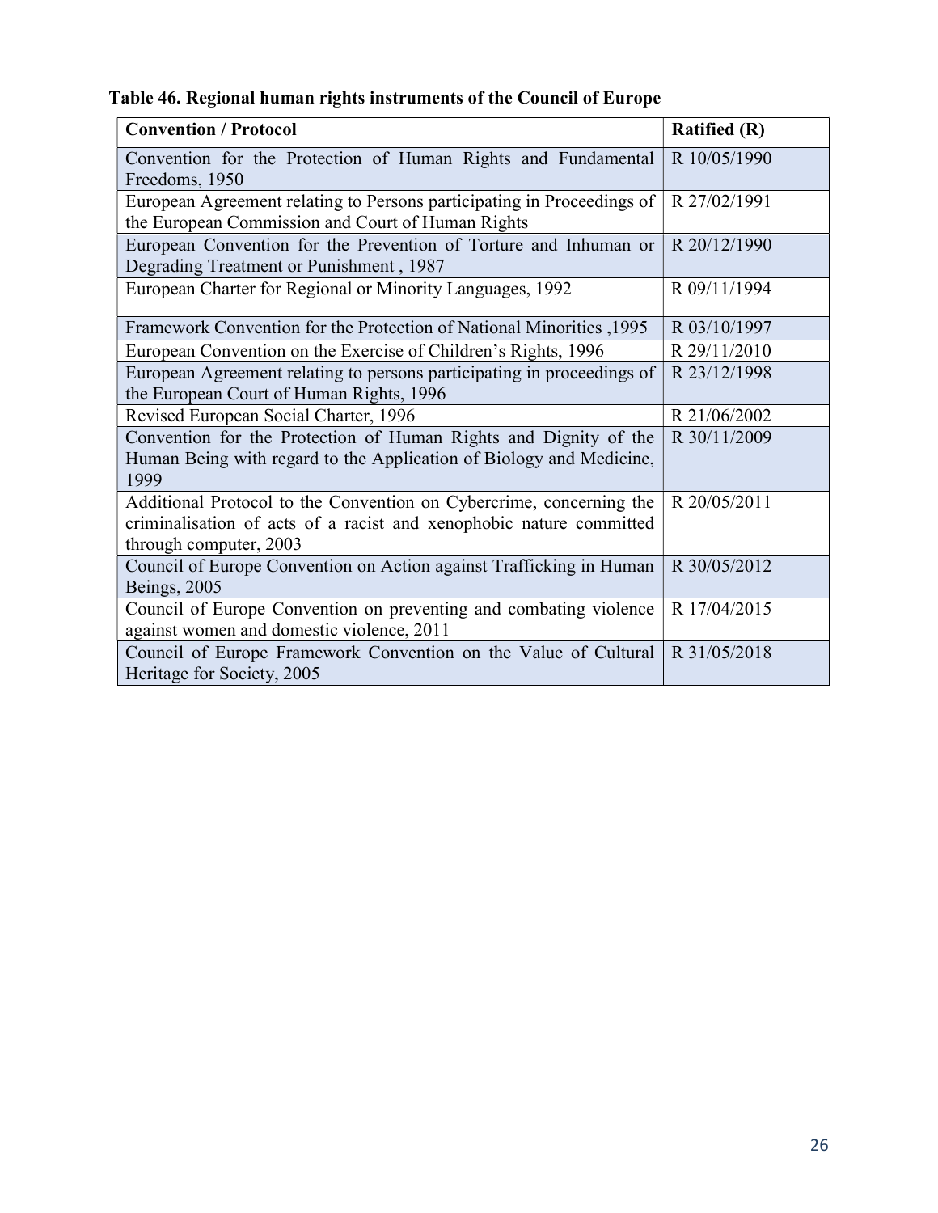**Table 46. Regional human rights instruments of the Council of Europe**

| Convention / Protocol | Ratified (R) |
|---|---|
| Convention for the Protection of Human Rights and Fundamental Freedoms, 1950 | R 10/05/1990 |
| European Agreement relating to Persons participating in Proceedings of the European Commission and Court of Human Rights | R 27/02/1991 |
| European Convention for the Prevention of Torture and Inhuman or Degrading Treatment or Punishment , 1987 | R 20/12/1990 |
| European Charter for Regional or Minority Languages, 1992 | R 09/11/1994 |
| Framework Convention for the Protection of National Minorities ,1995 | R 03/10/1997 |
| European Convention on the Exercise of Children's Rights, 1996 | R 29/11/2010 |
| European Agreement relating to persons participating in proceedings of the European Court of Human Rights, 1996 | R 23/12/1998 |
| Revised European Social Charter, 1996 | R 21/06/2002 |
| Convention for the Protection of Human Rights and Dignity of the Human Being with regard to the Application of Biology and Medicine, 1999 | R 30/11/2009 |
| Additional Protocol to the Convention on Cybercrime, concerning the criminalisation of acts of a racist and xenophobic nature committed through computer, 2003 | R 20/05/2011 |
| Council of Europe Convention on Action against Trafficking in Human Beings, 2005 | R 30/05/2012 |
| Council of Europe Convention on preventing and combating violence against women and domestic violence, 2011 | R 17/04/2015 |
| Council of Europe Framework Convention on the Value of Cultural Heritage for Society, 2005 | R 31/05/2018 |